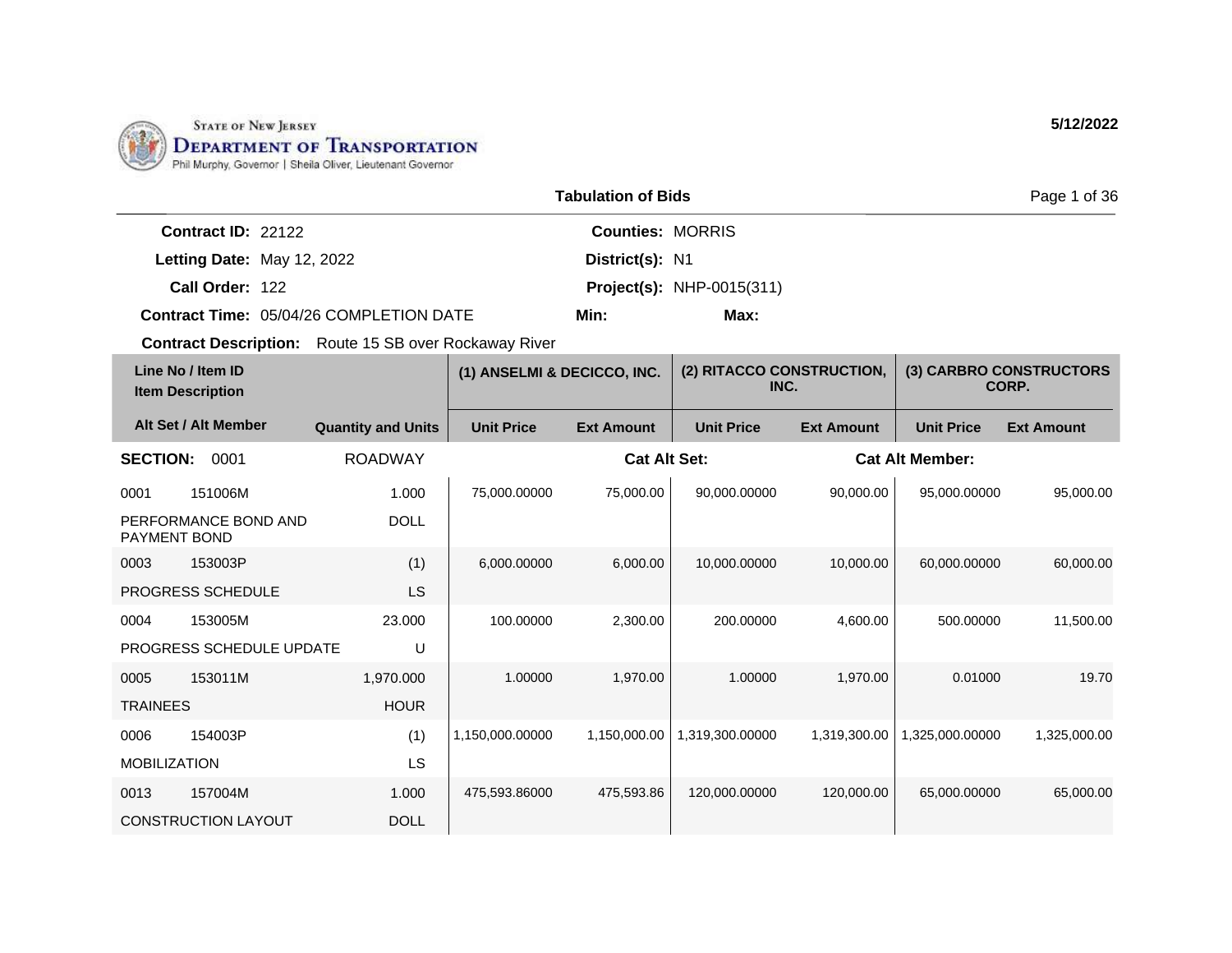State of New Jersey
**Department of Transportation**
Phil Murphy, Governor | Sheila Oliver, Lieutenant Governor

5/12/2022

## Tabulation of Bids

**Contract ID:** 22122
**Letting Date:** May 12, 2022
**Call Order:** 122
**Contract Time:** 05/04/26 COMPLETION DATE
**Counties:** MORRIS
**District(s):** N1
**Project(s):** NHP-0015(311)
**Min:**
**Max:**

**Contract Description:** Route 15 SB over Rockaway River

| Line No / Item ID / Item Description | Alt Set / Alt Member | Quantity and Units | (1) ANSELMI & DECICCO, INC. Unit Price | (1) ANSELMI & DECICCO, INC. Ext Amount | (2) RITACCO CONSTRUCTION, INC. Unit Price | (2) RITACCO CONSTRUCTION, INC. Ext Amount | (3) CARBRO CONSTRUCTORS CORP. Unit Price | (3) CARBRO CONSTRUCTORS CORP. Ext Amount |
|---|---|---|---|---|---|---|---|---|
| **SECTION: 0001** | | ROADWAY | | **Cat Alt Set:** | | **Cat Alt Member:** | | |
| 0001 151006M PERFORMANCE BOND AND PAYMENT BOND | | 1.000 DOLL | 75,000.00000 | 75,000.00 | 90,000.00000 | 90,000.00 | 95,000.00000 | 95,000.00 |
| 0003 153003P PROGRESS SCHEDULE | | (1) LS | 6,000.00000 | 6,000.00 | 10,000.00000 | 10,000.00 | 60,000.00000 | 60,000.00 |
| 0004 153005M PROGRESS SCHEDULE UPDATE | | 23.000 U | 100.00000 | 2,300.00 | 200.00000 | 4,600.00 | 500.00000 | 11,500.00 |
| 0005 153011M TRAINEES | | 1,970.000 HOUR | 1.00000 | 1,970.00 | 1.00000 | 1,970.00 | 0.01000 | 19.70 |
| 0006 154003P MOBILIZATION | | (1) LS | 1,150,000.00000 | 1,150,000.00 | 1,319,300.00000 | 1,319,300.00 | 1,325,000.00000 | 1,325,000.00 |
| 0013 157004M CONSTRUCTION LAYOUT | | 1.000 DOLL | 475,593.86000 | 475,593.86 | 120,000.00000 | 120,000.00 | 65,000.00000 | 65,000.00 |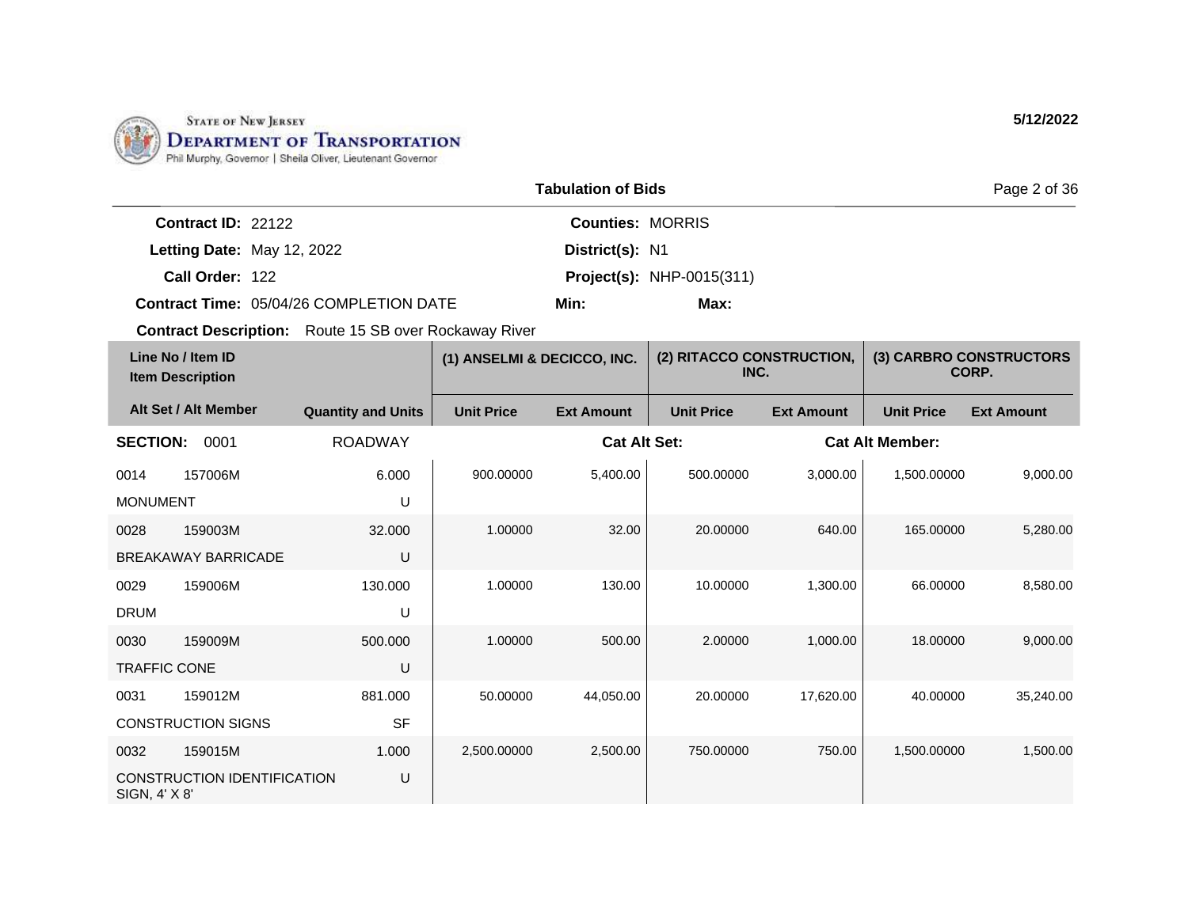STATE OF NEW JERSEY
**DEPARTMENT OF TRANSPORTATION**
Phil Murphy, Governor | Sheila Oliver, Lieutenant Governor

**5/12/2022**

**Tabulation of Bids**

**Contract ID:** 22122
**Letting Date:** May 12, 2022
**Call Order:** 122
**Contract Time:** 05/04/26 COMPLETION DATE
**Contract Description:** Route 15 SB over Rockaway River

**Counties:** MORRIS
**District(s):** N1
**Project(s):** NHP-0015(311)
**Min:**
**Max:**

| Line No / Item ID / Item Description | | Alt Set / Alt Member | Quantity and Units | (1) ANSELMI & DECICCO, INC. | | (2) RITACCO CONSTRUCTION, INC. | | (3) CARBRO CONSTRUCTORS CORP. | |
|---|---|---|---|---|---|---|---|---|---|
| | | | | Unit Price | Ext Amount | Unit Price | Ext Amount | Unit Price | Ext Amount |
| **SECTION:** 0001 | | | ROADWAY | | **Cat Alt Set:** | | **Cat Alt Member:** | | |
| 0014 | 157006M | | 6.000 | 900.00000 | 5,400.00 | 500.00000 | 3,000.00 | 1,500.00000 | 9,000.00 |
| MONUMENT | | | U | | | | | | |
| 0028 | 159003M | | 32.000 | 1.00000 | 32.00 | 20.00000 | 640.00 | 165.00000 | 5,280.00 |
| BREAKAWAY BARRICADE | | | U | | | | | | |
| 0029 | 159006M | | 130.000 | 1.00000 | 130.00 | 10.00000 | 1,300.00 | 66.00000 | 8,580.00 |
| DRUM | | | U | | | | | | |
| 0030 | 159009M | | 500.000 | 1.00000 | 500.00 | 2.00000 | 1,000.00 | 18.00000 | 9,000.00 |
| TRAFFIC CONE | | | U | | | | | | |
| 0031 | 159012M | | 881.000 | 50.00000 | 44,050.00 | 20.00000 | 17,620.00 | 40.00000 | 35,240.00 |
| CONSTRUCTION SIGNS | | | SF | | | | | | |
| 0032 | 159015M | | 1.000 | 2,500.00000 | 2,500.00 | 750.00000 | 750.00 | 1,500.00000 | 1,500.00 |
| CONSTRUCTION IDENTIFICATION SIGN, 4' X 8' | | | U | | | | | | |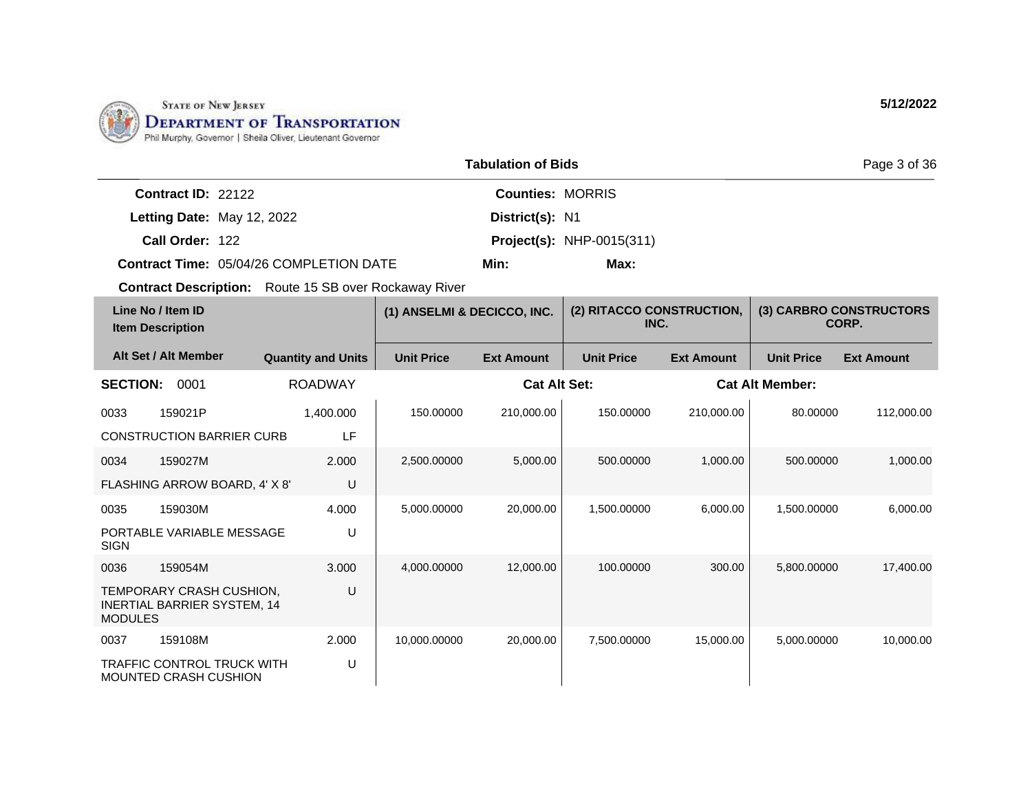STATE OF NEW JERSEY
**DEPARTMENT OF TRANSPORTATION**
Phil Murphy, Governor | Sheila Oliver, Lieutenant Governor

**5/12/2022**

## Tabulation of Bids

**Contract ID:** 22122
**Letting Date:** May 12, 2022
**Call Order:** 122
**Contract Time:** 05/04/26 COMPLETION DATE
**Contract Description:** Route 15 SB over Rockaway River

**Counties:** MORRIS
**District(s):** N1
**Project(s):** NHP-0015(311)
**Min:**
**Max:**

| Line No / Item ID / Item Description | Alt Set / Alt Member | Quantity and Units | (1) ANSELMI & DECICCO, INC. Unit Price | (1) ANSELMI & DECICCO, INC. Ext Amount | (2) RITACCO CONSTRUCTION, INC. Unit Price | (2) RITACCO CONSTRUCTION, INC. Ext Amount | (3) CARBRO CONSTRUCTORS CORP. Unit Price | (3) CARBRO CONSTRUCTORS CORP. Ext Amount |
|---|---|---|---|---|---|---|---|---|
| **SECTION: 0001** | | ROADWAY | | **Cat Alt Set:** | | **Cat Alt Member:** | | |
| 0033 159021P CONSTRUCTION BARRIER CURB | | 1,400.000 LF | 150.00000 | 210,000.00 | 150.00000 | 210,000.00 | 80.00000 | 112,000.00 |
| 0034 159027M FLASHING ARROW BOARD, 4' X 8' | | 2.000 U | 2,500.00000 | 5,000.00 | 500.00000 | 1,000.00 | 500.00000 | 1,000.00 |
| 0035 159030M PORTABLE VARIABLE MESSAGE SIGN | | 4.000 U | 5,000.00000 | 20,000.00 | 1,500.00000 | 6,000.00 | 1,500.00000 | 6,000.00 |
| 0036 159054M TEMPORARY CRASH CUSHION, INERTIAL BARRIER SYSTEM, 14 MODULES | | 3.000 U | 4,000.00000 | 12,000.00 | 100.00000 | 300.00 | 5,800.00000 | 17,400.00 |
| 0037 159108M TRAFFIC CONTROL TRUCK WITH MOUNTED CRASH CUSHION | | 2.000 U | 10,000.00000 | 20,000.00 | 7,500.00000 | 15,000.00 | 5,000.00000 | 10,000.00 |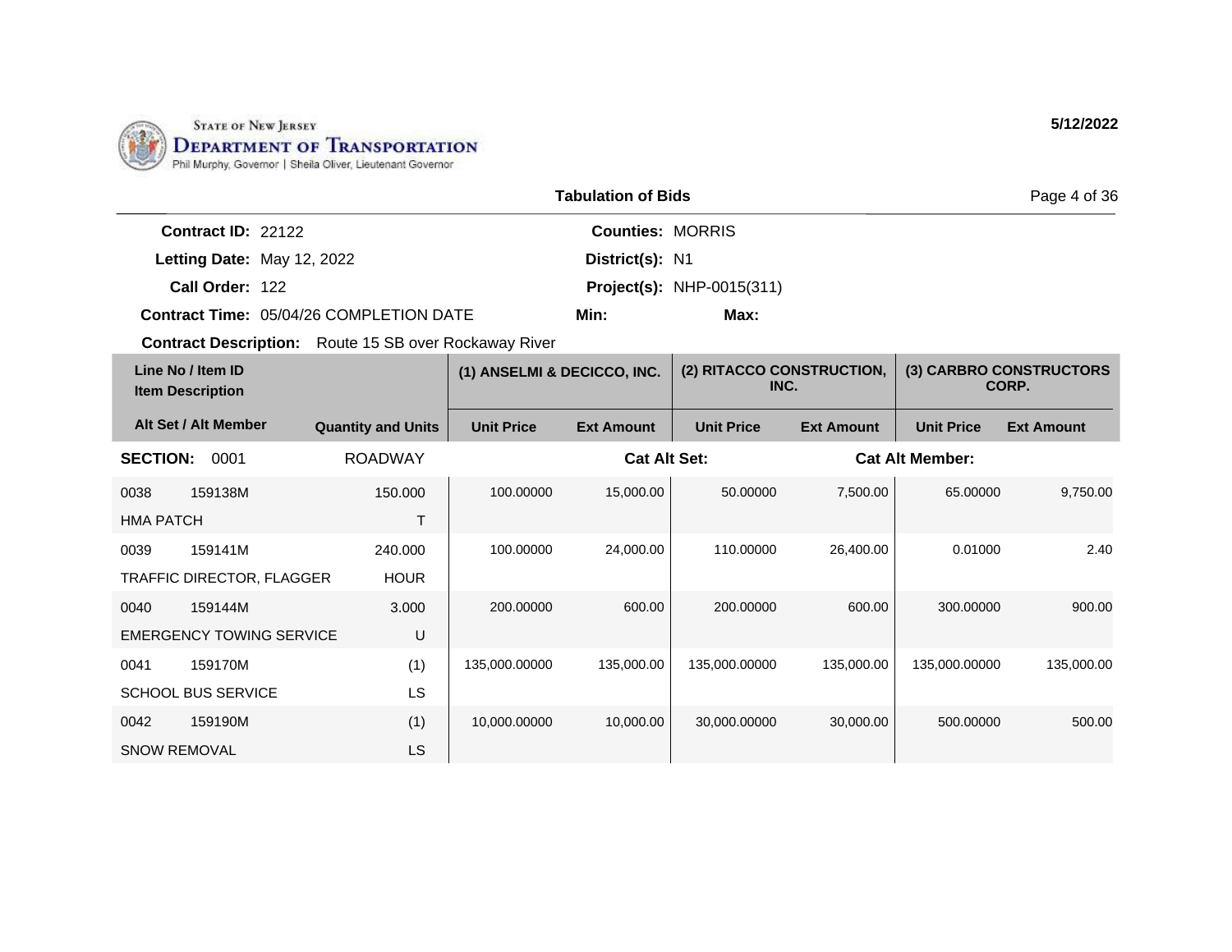STATE OF NEW JERSEY
DEPARTMENT OF TRANSPORTATION
Phil Murphy, Governor | Sheila Oliver, Lieutenant Governor

5/12/2022

**Tabulation of Bids**

**Contract ID:** 22122
**Letting Date:** May 12, 2022
**Call Order:** 122
**Contract Time:** 05/04/26 COMPLETION DATE
**Contract Description:** Route 15 SB over Rockaway River

**Counties:** MORRIS
**District(s):** N1
**Project(s):** NHP-0015(311)
**Min:**
**Max:**

| Line No / Item ID / Item Description | | Alt Set / Alt Member | Quantity and Units | (1) ANSELMI & DECICCO, INC. Unit Price | (1) ANSELMI & DECICCO, INC. Ext Amount | (2) RITACCO CONSTRUCTION, INC. Unit Price | (2) RITACCO CONSTRUCTION, INC. Ext Amount | (3) CARBRO CONSTRUCTORS CORP. Unit Price | (3) CARBRO CONSTRUCTORS CORP. Ext Amount |
|---|---|---|---|---|---|---|---|---|---|
| **SECTION: 0001** | | | ROADWAY | | **Cat Alt Set:** | | **Cat Alt Member:** | | |
| 0038 | 159138M | | 150.000 | 100.00000 | 15,000.00 | 50.00000 | 7,500.00 | 65.00000 | 9,750.00 |
| HMA PATCH | | | T | | | | | | |
| 0039 | 159141M | | 240.000 | 100.00000 | 24,000.00 | 110.00000 | 26,400.00 | 0.01000 | 2.40 |
| TRAFFIC DIRECTOR, FLAGGER | | | HOUR | | | | | | |
| 0040 | 159144M | | 3.000 | 200.00000 | 600.00 | 200.00000 | 600.00 | 300.00000 | 900.00 |
| EMERGENCY TOWING SERVICE | | | U | | | | | | |
| 0041 | 159170M | | (1) | 135,000.00000 | 135,000.00 | 135,000.00000 | 135,000.00 | 135,000.00000 | 135,000.00 |
| SCHOOL BUS SERVICE | | | LS | | | | | | |
| 0042 | 159190M | | (1) | 10,000.00000 | 10,000.00 | 30,000.00000 | 30,000.00 | 500.00000 | 500.00 |
| SNOW REMOVAL | | | LS | | | | | | |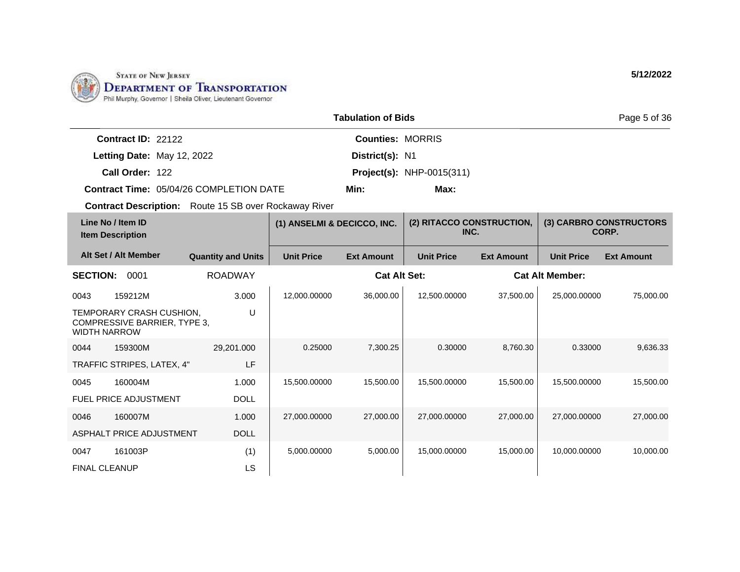STATE OF NEW JERSEY
DEPARTMENT OF TRANSPORTATION
Phil Murphy, Governor | Sheila Oliver, Lieutenant Governor

5/12/2022

## Tabulation of Bids

**Contract ID:** 22122
**Letting Date:** May 12, 2022
**Call Order:** 122
**Contract Time:** 05/04/26 COMPLETION DATE
**Contract Description:** Route 15 SB over Rockaway River

**Counties:** MORRIS
**District(s):** N1
**Project(s):** NHP-0015(311)
**Min:**
**Max:**

| Line No / Item ID / Item Description | Alt Set / Alt Member | Quantity and Units | (1) ANSELMI & DECICCO, INC. | | (2) RITACCO CONSTRUCTION, INC. | | (3) CARBRO CONSTRUCTORS CORP. | |
|---|---|---|---|---|---|---|---|---|
| | | | Unit Price | Ext Amount | Unit Price | Ext Amount | Unit Price | Ext Amount |
| **SECTION: 0001** | | ROADWAY | | Cat Alt Set: | | Cat Alt Member: | | |
| 0043 159212M TEMPORARY CRASH CUSHION, COMPRESSIVE BARRIER, TYPE 3, WIDTH NARROW | | 3.000 U | 12,000.00000 | 36,000.00 | 12,500.00000 | 37,500.00 | 25,000.00000 | 75,000.00 |
| 0044 159300M TRAFFIC STRIPES, LATEX, 4" | | 29,201.000 LF | 0.25000 | 7,300.25 | 0.30000 | 8,760.30 | 0.33000 | 9,636.33 |
| 0045 160004M FUEL PRICE ADJUSTMENT | | 1.000 DOLL | 15,500.00000 | 15,500.00 | 15,500.00000 | 15,500.00 | 15,500.00000 | 15,500.00 |
| 0046 160007M ASPHALT PRICE ADJUSTMENT | | 1.000 DOLL | 27,000.00000 | 27,000.00 | 27,000.00000 | 27,000.00 | 27,000.00000 | 27,000.00 |
| 0047 161003P FINAL CLEANUP | | (1) LS | 5,000.00000 | 5,000.00 | 15,000.00000 | 15,000.00 | 10,000.00000 | 10,000.00 |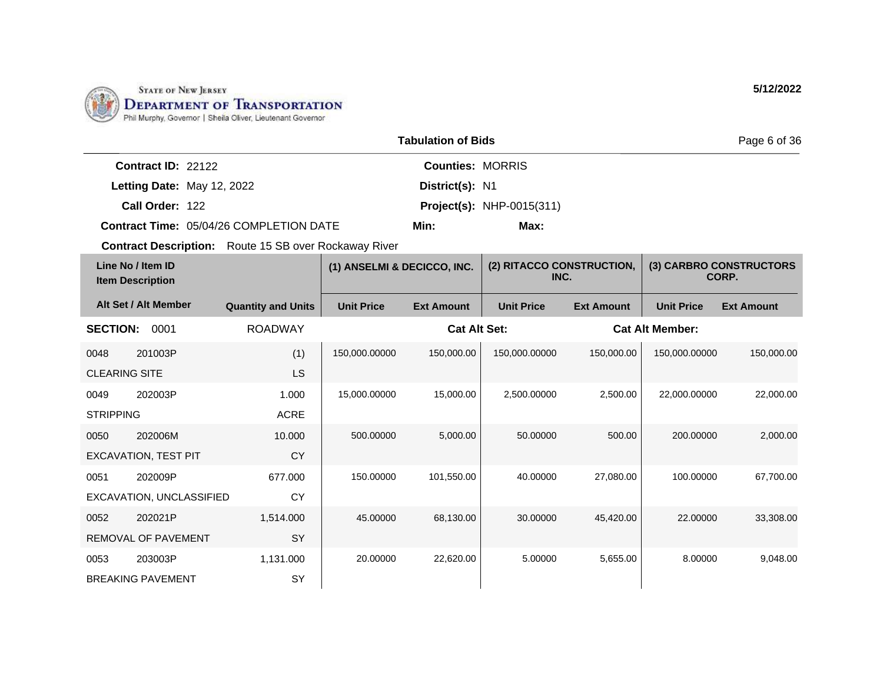STATE OF NEW JERSEY
**DEPARTMENT OF TRANSPORTATION**
Phil Murphy, Governor | Sheila Oliver, Lieutenant Governor

**5/12/2022**

## Tabulation of Bids

**Contract ID:** 22122
**Letting Date:** May 12, 2022
**Call Order:** 122
**Contract Time:** 05/04/26 COMPLETION DATE
**Contract Description:** Route 15 SB over Rockaway River

**Counties:** MORRIS
**District(s):** N1
**Project(s):** NHP-0015(311)
**Min:**
**Max:**

| Line No / Item ID / Item Description / Alt Set / Alt Member | Quantity and Units | (1) ANSELMI & DECICCO, INC. Unit Price | (1) ANSELMI & DECICCO, INC. Ext Amount | (2) RITACCO CONSTRUCTION, INC. Unit Price | (2) RITACCO CONSTRUCTION, INC. Ext Amount | (3) CARBRO CONSTRUCTORS CORP. Unit Price | (3) CARBRO CONSTRUCTORS CORP. Ext Amount |
|---|---|---|---|---|---|---|---|
| **SECTION: 0001** | ROADWAY | | | **Cat Alt Set:** | | **Cat Alt Member:** | |
| 0048 201003P CLEARING SITE | (1) LS | 150,000.00000 | 150,000.00 | 150,000.00000 | 150,000.00 | 150,000.00000 | 150,000.00 |
| 0049 202003P STRIPPING | 1.000 ACRE | 15,000.00000 | 15,000.00 | 2,500.00000 | 2,500.00 | 22,000.00000 | 22,000.00 |
| 0050 202006M EXCAVATION, TEST PIT | 10.000 CY | 500.00000 | 5,000.00 | 50.00000 | 500.00 | 200.00000 | 2,000.00 |
| 0051 202009P EXCAVATION, UNCLASSIFIED | 677.000 CY | 150.00000 | 101,550.00 | 40.00000 | 27,080.00 | 100.00000 | 67,700.00 |
| 0052 202021P REMOVAL OF PAVEMENT | 1,514.000 SY | 45.00000 | 68,130.00 | 30.00000 | 45,420.00 | 22.00000 | 33,308.00 |
| 0053 203003P BREAKING PAVEMENT | 1,131.000 SY | 20.00000 | 22,620.00 | 5.00000 | 5,655.00 | 8.00000 | 9,048.00 |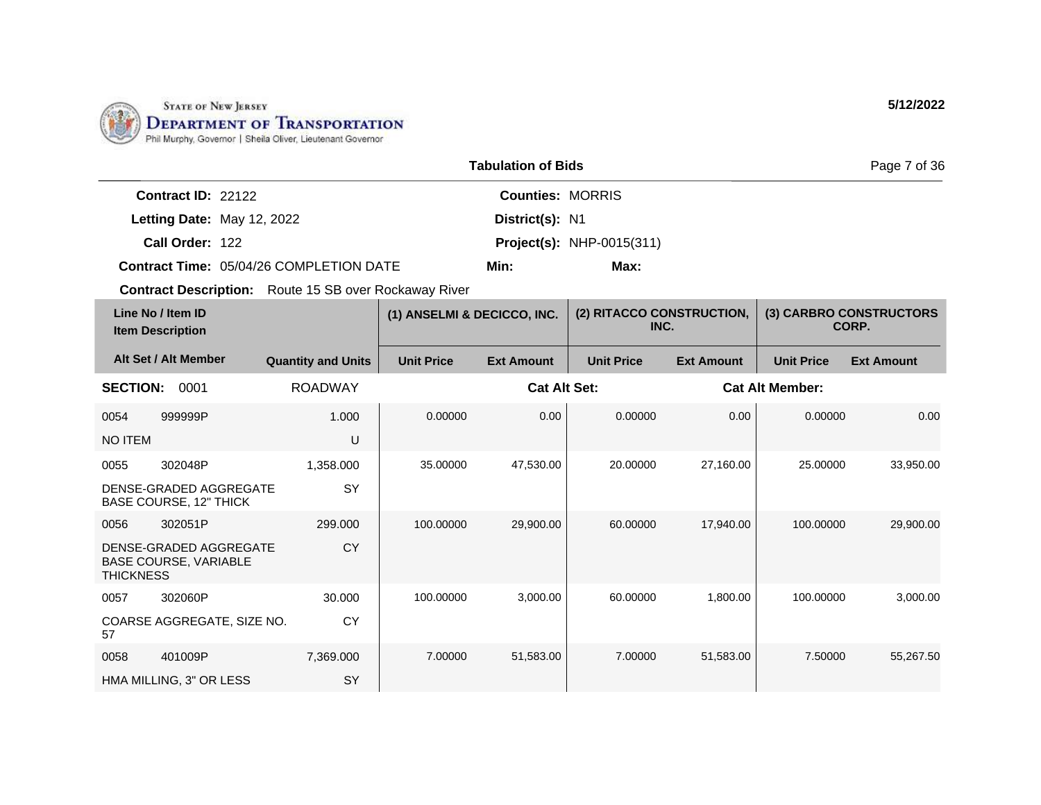STATE OF NEW JERSEY
DEPARTMENT OF TRANSPORTATION
Phil Murphy, Governor | Sheila Oliver, Lieutenant Governor

5/12/2022

## Tabulation of Bids

**Contract ID:** 22122
**Letting Date:** May 12, 2022
**Call Order:** 122
**Contract Time:** 05/04/26 COMPLETION DATE
**Contract Description:** Route 15 SB over Rockaway River

**Counties:** MORRIS
**District(s):** N1
**Project(s):** NHP-0015(311)
**Min:**
**Max:**

| Line No / Item ID | Item Description | Quantity and Units | (1) ANSELMI & DECICCO, INC. | | (2) RITACCO CONSTRUCTION, INC. | | (3) CARBRO CONSTRUCTORS CORP. | |
|---|---|---|---|---|---|---|---|---|
| Alt Set / Alt Member | | | Unit Price | Ext Amount | Unit Price | Ext Amount | Unit Price | Ext Amount |
| **SECTION: 0001** | ROADWAY | | **Cat Alt Set:** | | | **Cat Alt Member:** | | |
| 0054 999999P | NO ITEM | 1.000 U | 0.00000 | 0.00 | 0.00000 | 0.00 | 0.00000 | 0.00 |
| 0055 302048P | DENSE-GRADED AGGREGATE BASE COURSE, 12" THICK | 1,358.000 SY | 35.00000 | 47,530.00 | 20.00000 | 27,160.00 | 25.00000 | 33,950.00 |
| 0056 302051P | DENSE-GRADED AGGREGATE BASE COURSE, VARIABLE THICKNESS | 299.000 CY | 100.00000 | 29,900.00 | 60.00000 | 17,940.00 | 100.00000 | 29,900.00 |
| 0057 302060P | COARSE AGGREGATE, SIZE NO. 57 | 30.000 CY | 100.00000 | 3,000.00 | 60.00000 | 1,800.00 | 100.00000 | 3,000.00 |
| 0058 401009P | HMA MILLING, 3" OR LESS | 7,369.000 SY | 7.00000 | 51,583.00 | 7.00000 | 51,583.00 | 7.50000 | 55,267.50 |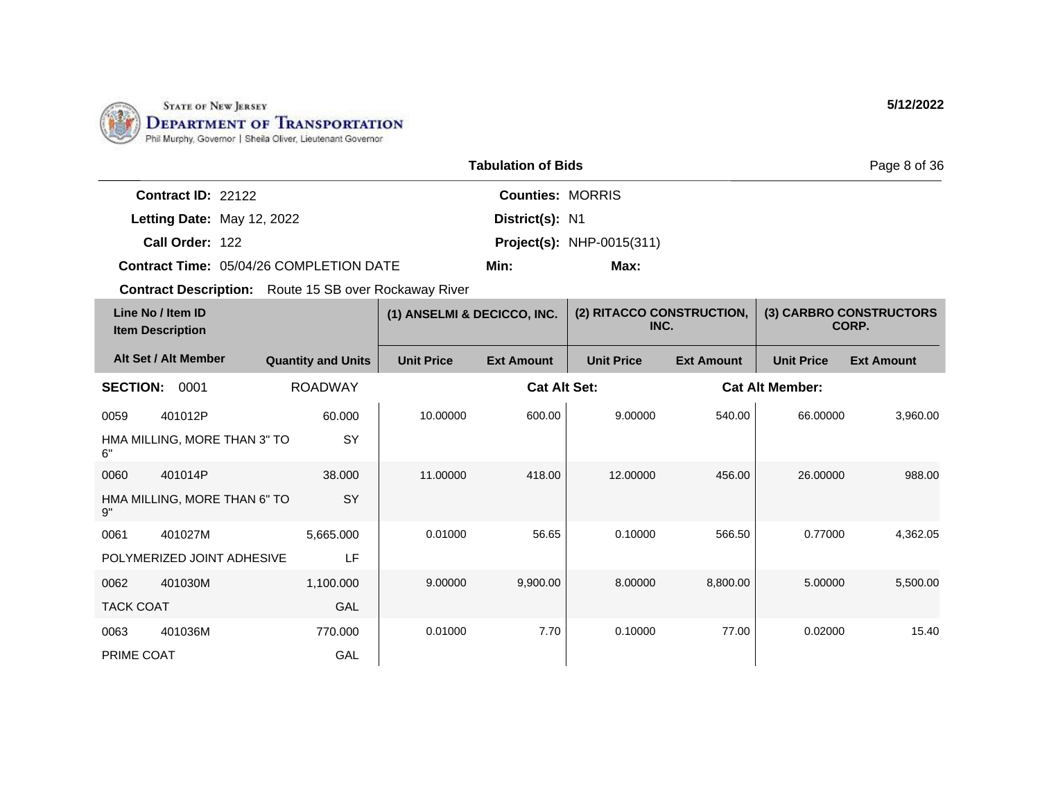STATE OF NEW JERSEY
DEPARTMENT OF TRANSPORTATION
Phil Murphy, Governor | Sheila Oliver, Lieutenant Governor

5/12/2022

**Tabulation of Bids**

**Contract ID:** 22122
**Letting Date:** May 12, 2022
**Call Order:** 122
**Contract Time:** 05/04/26 COMPLETION DATE

**Counties:** MORRIS
**District(s):** N1
**Project(s):** NHP-0015(311)
**Min:** **Max:**

**Contract Description:** Route 15 SB over Rockaway River

| Line No / Item ID | Item Description | Quantity and Units | (1) ANSELMI & DECICCO, INC. Unit Price | (1) ANSELMI & DECICCO, INC. Ext Amount | (2) RITACCO CONSTRUCTION, INC. Unit Price | (2) RITACCO CONSTRUCTION, INC. Ext Amount | (3) CARBRO CONSTRUCTORS CORP. Unit Price | (3) CARBRO CONSTRUCTORS CORP. Ext Amount |
|---|---|---|---|---|---|---|---|---|
| **SECTION: 0001** | ROADWAY | | | | | | | |
| 0059 401012P | HMA MILLING, MORE THAN 3" TO 6" | 60.000 SY | 10.00000 | 600.00 | 9.00000 | 540.00 | 66.00000 | 3,960.00 |
| 0060 401014P | HMA MILLING, MORE THAN 6" TO 9" | 38.000 SY | 11.00000 | 418.00 | 12.00000 | 456.00 | 26.00000 | 988.00 |
| 0061 401027M | POLYMERIZED JOINT ADHESIVE | 5,665.000 LF | 0.01000 | 56.65 | 0.10000 | 566.50 | 0.77000 | 4,362.05 |
| 0062 401030M | TACK COAT | 1,100.000 GAL | 9.00000 | 9,900.00 | 8.00000 | 8,800.00 | 5.00000 | 5,500.00 |
| 0063 401036M | PRIME COAT | 770.000 GAL | 0.01000 | 7.70 | 0.10000 | 77.00 | 0.02000 | 15.40 |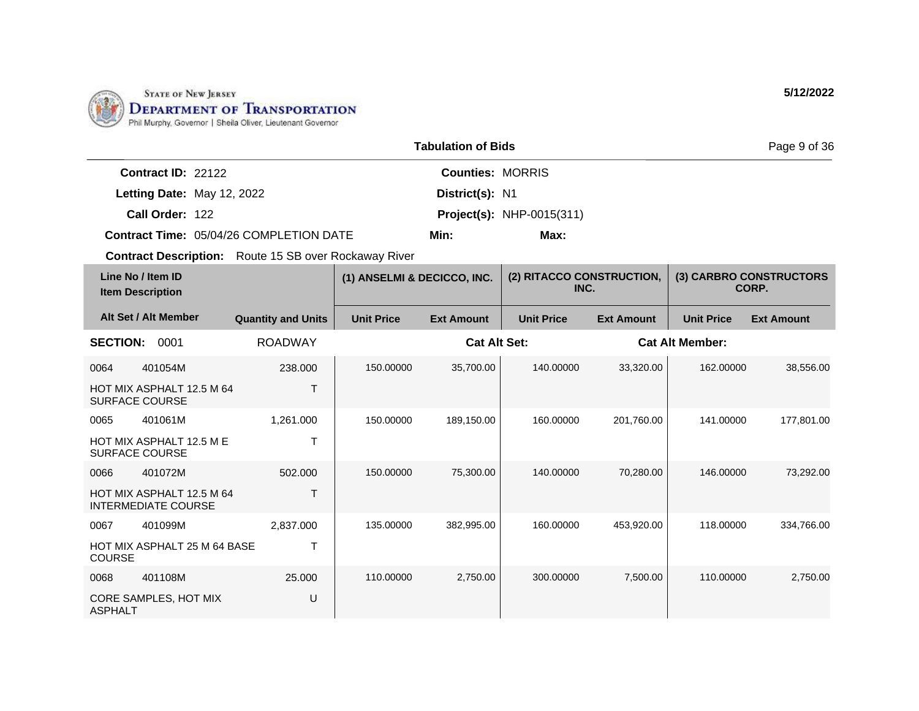STATE OF NEW JERSEY
DEPARTMENT OF TRANSPORTATION
Phil Murphy, Governor | Sheila Oliver, Lieutenant Governor

**5/12/2022**

## Tabulation of Bids

**Contract ID:** 22122
**Letting Date:** May 12, 2022
**Call Order:** 122
**Contract Time:** 05/04/26 COMPLETION DATE
**Counties:** MORRIS
**District(s):** N1
**Project(s):** NHP-0015(311)
**Min:**
**Max:**
**Contract Description:** Route 15 SB over Rockaway River

| Line No / Item ID | Item Description | Quantity and Units | (1) ANSELMI & DECICCO, INC. | | (2) RITACCO CONSTRUCTION, INC. | | (3) CARBRO CONSTRUCTORS CORP. | |
|---|---|---|---|---|---|---|---|---|
| Alt Set / Alt Member | | | Unit Price | Ext Amount | Unit Price | Ext Amount | Unit Price | Ext Amount |
| **SECTION: 0001** | ROADWAY | | | Cat Alt Set: | | Cat Alt Member: | | |
| 0064 401054M | HOT MIX ASPHALT 12.5 M 64 SURFACE COURSE | 238.000 T | 150.00000 | 35,700.00 | 140.00000 | 33,320.00 | 162.00000 | 38,556.00 |
| 0065 401061M | HOT MIX ASPHALT 12.5 M E SURFACE COURSE | 1,261.000 T | 150.00000 | 189,150.00 | 160.00000 | 201,760.00 | 141.00000 | 177,801.00 |
| 0066 401072M | HOT MIX ASPHALT 12.5 M 64 INTERMEDIATE COURSE | 502.000 T | 150.00000 | 75,300.00 | 140.00000 | 70,280.00 | 146.00000 | 73,292.00 |
| 0067 401099M | HOT MIX ASPHALT 25 M 64 BASE COURSE | 2,837.000 T | 135.00000 | 382,995.00 | 160.00000 | 453,920.00 | 118.00000 | 334,766.00 |
| 0068 401108M | CORE SAMPLES, HOT MIX ASPHALT | 25.000 U | 110.00000 | 2,750.00 | 300.00000 | 7,500.00 | 110.00000 | 2,750.00 |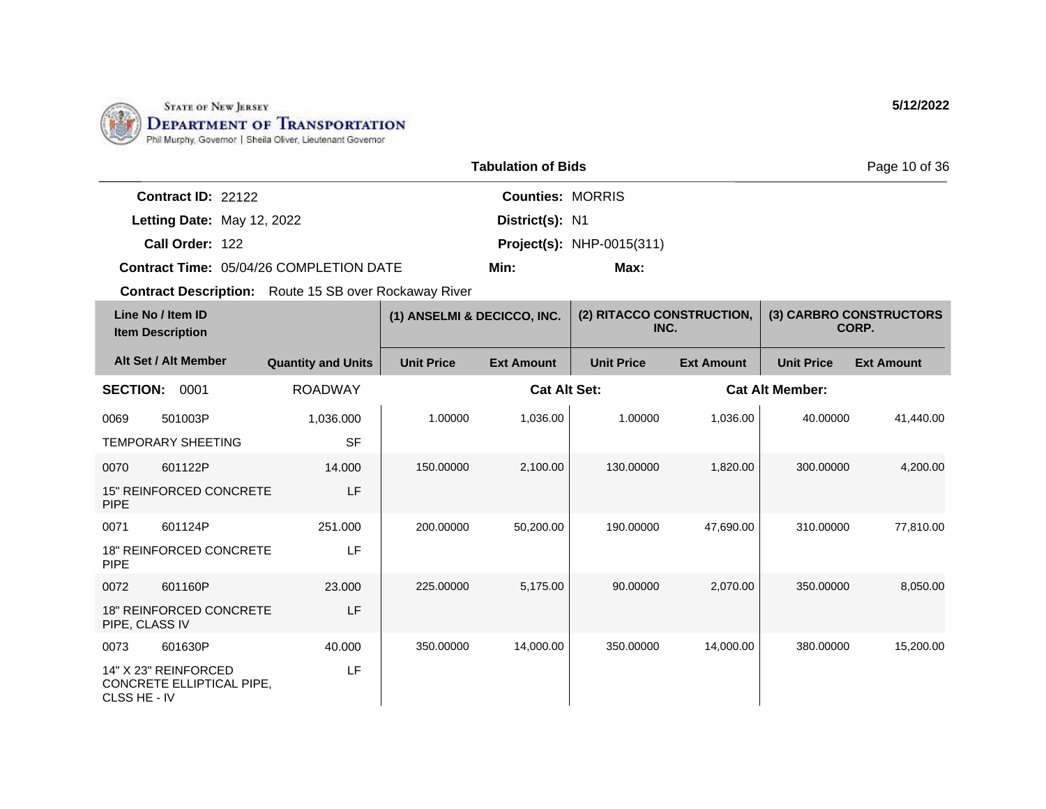STATE OF NEW JERSEY
DEPARTMENT OF TRANSPORTATION
Phil Murphy, Governor | Sheila Oliver, Lieutenant Governor

**5/12/2022**

**Tabulation of Bids**

**Contract ID:** 22122
**Letting Date:** May 12, 2022
**Call Order:** 122
**Contract Time:** 05/04/26 COMPLETION DATE
**Contract Description:** Route 15 SB over Rockaway River

**Counties:** MORRIS
**District(s):** N1
**Project(s):** NHP-0015(311)
**Min:**
**Max:**

| Line No / Item ID / Item Description / Alt Set / Alt Member | Quantity and Units | (1) ANSELMI & DECICCO, INC. Unit Price | (1) ANSELMI & DECICCO, INC. Ext Amount | (2) RITACCO CONSTRUCTION, INC. Unit Price | (2) RITACCO CONSTRUCTION, INC. Ext Amount | (3) CARBRO CONSTRUCTORS CORP. Unit Price | (3) CARBRO CONSTRUCTORS CORP. Ext Amount |
|---|---|---|---|---|---|---|---|
| **SECTION: 0001** | ROADWAY | | **Cat Alt Set:** | | **Cat Alt Member:** | | |
| 0069 501003P TEMPORARY SHEETING | 1,036.000 SF | 1.00000 | 1,036.00 | 1.00000 | 1,036.00 | 40.00000 | 41,440.00 |
| 0070 601122P 15" REINFORCED CONCRETE PIPE | 14.000 LF | 150.00000 | 2,100.00 | 130.00000 | 1,820.00 | 300.00000 | 4,200.00 |
| 0071 601124P 18" REINFORCED CONCRETE PIPE | 251.000 LF | 200.00000 | 50,200.00 | 190.00000 | 47,690.00 | 310.00000 | 77,810.00 |
| 0072 601160P 18" REINFORCED CONCRETE PIPE, CLASS IV | 23.000 LF | 225.00000 | 5,175.00 | 90.00000 | 2,070.00 | 350.00000 | 8,050.00 |
| 0073 601630P 14" X 23" REINFORCED CONCRETE ELLIPTICAL PIPE, CLSS HE - IV | 40.000 LF | 350.00000 | 14,000.00 | 350.00000 | 14,000.00 | 380.00000 | 15,200.00 |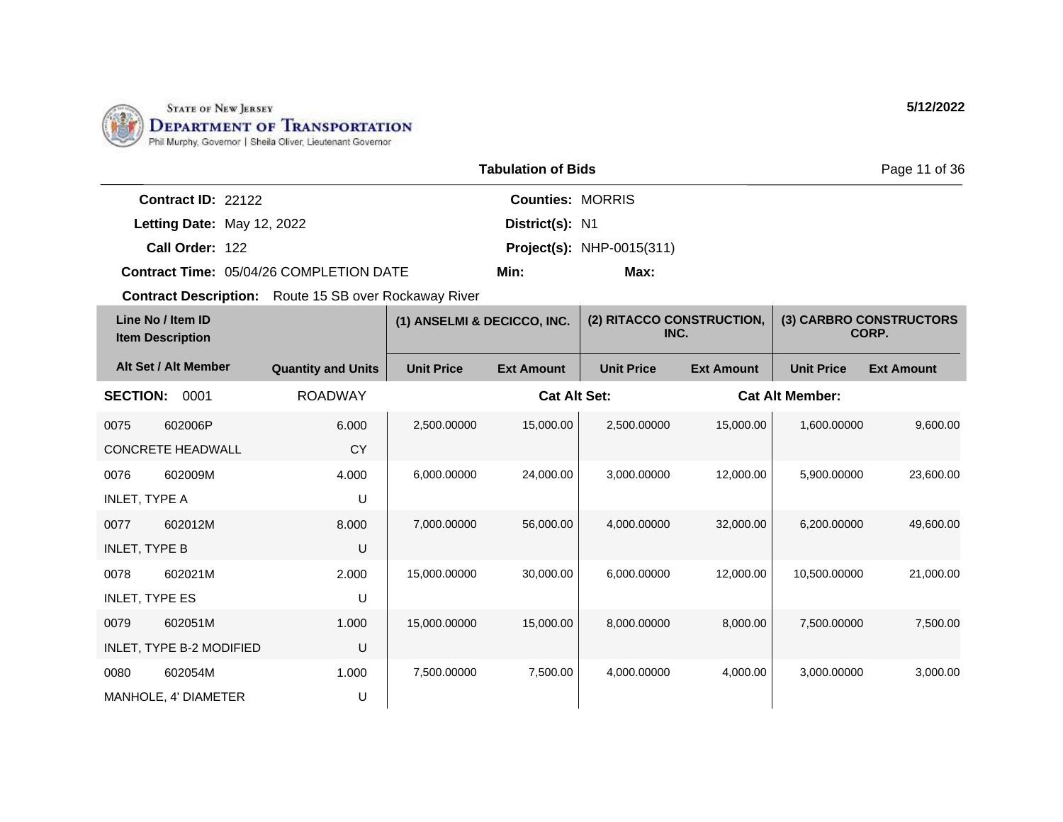STATE OF NEW JERSEY
DEPARTMENT OF TRANSPORTATION
Phil Murphy, Governor | Sheila Oliver, Lieutenant Governor

5/12/2022

**Tabulation of Bids**

**Contract ID:** 22122
**Letting Date:** May 12, 2022
**Call Order:** 122
**Contract Time:** 05/04/26 COMPLETION DATE
**Contract Description:** Route 15 SB over Rockaway River

**Counties:** MORRIS
**District(s):** N1
**Project(s):** NHP-0015(311)
**Min:** **Max:**

| Line No / Item ID / Item Description | Alt Set / Alt Member | Quantity and Units | (1) ANSELMI & DECICCO, INC. Unit Price | (1) ANSELMI & DECICCO, INC. Ext Amount | (2) RITACCO CONSTRUCTION, INC. Unit Price | (2) RITACCO CONSTRUCTION, INC. Ext Amount | (3) CARBRO CONSTRUCTORS CORP. Unit Price | (3) CARBRO CONSTRUCTORS CORP. Ext Amount |
|---|---|---|---|---|---|---|---|---|
| **SECTION: 0001** | | ROADWAY | | **Cat Alt Set:** | | **Cat Alt Member:** | | |
| 0075 602006P CONCRETE HEADWALL | | 6.000 CY | 2,500.00000 | 15,000.00 | 2,500.00000 | 15,000.00 | 1,600.00000 | 9,600.00 |
| 0076 602009M INLET, TYPE A | | 4.000 U | 6,000.00000 | 24,000.00 | 3,000.00000 | 12,000.00 | 5,900.00000 | 23,600.00 |
| 0077 602012M INLET, TYPE B | | 8.000 U | 7,000.00000 | 56,000.00 | 4,000.00000 | 32,000.00 | 6,200.00000 | 49,600.00 |
| 0078 602021M INLET, TYPE ES | | 2.000 U | 15,000.00000 | 30,000.00 | 6,000.00000 | 12,000.00 | 10,500.00000 | 21,000.00 |
| 0079 602051M INLET, TYPE B-2 MODIFIED | | 1.000 U | 15,000.00000 | 15,000.00 | 8,000.00000 | 8,000.00 | 7,500.00000 | 7,500.00 |
| 0080 602054M MANHOLE, 4' DIAMETER | | 1.000 U | 7,500.00000 | 7,500.00 | 4,000.00000 | 4,000.00 | 3,000.00000 | 3,000.00 |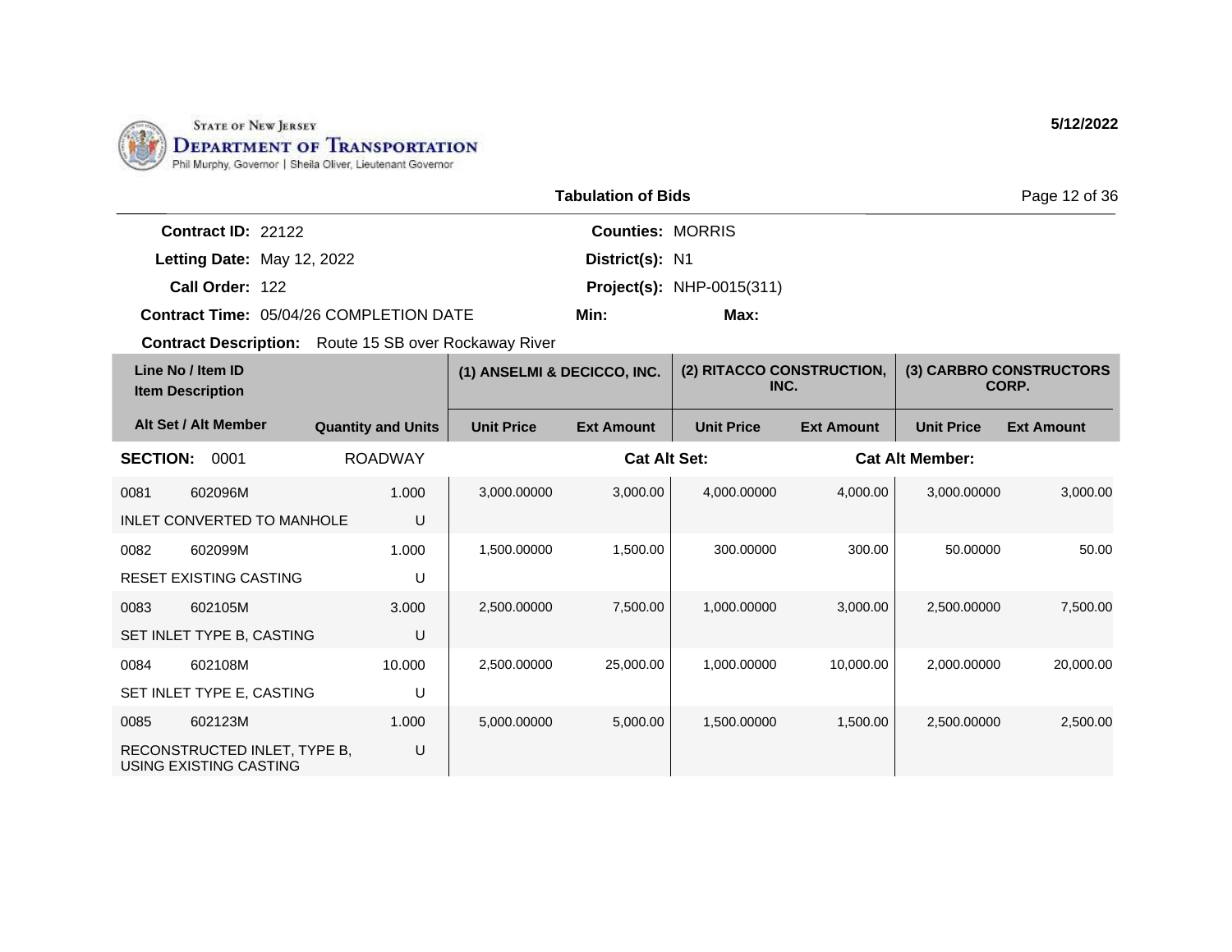State of New Jersey
**Department of Transportation**
Phil Murphy, Governor | Sheila Oliver, Lieutenant Governor

**5/12/2022**

## Tabulation of Bids

**Contract ID:** 22122
**Letting Date:** May 12, 2022
**Call Order:** 122
**Contract Time:** 05/04/26 COMPLETION DATE
**Counties:** MORRIS
**District(s):** N1
**Project(s):** NHP-0015(311)
**Min:**
**Max:**
**Contract Description:** Route 15 SB over Rockaway River

| Line No / Item ID / Item Description | | Quantity and Units | (1) ANSELMI & DECICCO, INC. Unit Price | (1) Ext Amount | (2) RITACCO CONSTRUCTION, INC. Unit Price | (2) Ext Amount | (3) CARBRO CONSTRUCTORS CORP. Unit Price | (3) Ext Amount |
|---|---|---|---|---|---|---|---|---|
| **SECTION: 0001** | | ROADWAY | | **Cat Alt Set:** | | | **Cat Alt Member:** | |
| 0081 | 602096M | 1.000 | 3,000.00000 | 3,000.00 | 4,000.00000 | 4,000.00 | 3,000.00000 | 3,000.00 |
| INLET CONVERTED TO MANHOLE | | U | | | | | | |
| 0082 | 602099M | 1.000 | 1,500.00000 | 1,500.00 | 300.00000 | 300.00 | 50.00000 | 50.00 |
| RESET EXISTING CASTING | | U | | | | | | |
| 0083 | 602105M | 3.000 | 2,500.00000 | 7,500.00 | 1,000.00000 | 3,000.00 | 2,500.00000 | 7,500.00 |
| SET INLET TYPE B, CASTING | | U | | | | | | |
| 0084 | 602108M | 10.000 | 2,500.00000 | 25,000.00 | 1,000.00000 | 10,000.00 | 2,000.00000 | 20,000.00 |
| SET INLET TYPE E, CASTING | | U | | | | | | |
| 0085 | 602123M | 1.000 | 5,000.00000 | 5,000.00 | 1,500.00000 | 1,500.00 | 2,500.00000 | 2,500.00 |
| RECONSTRUCTED INLET, TYPE B, USING EXISTING CASTING | | U | | | | | | |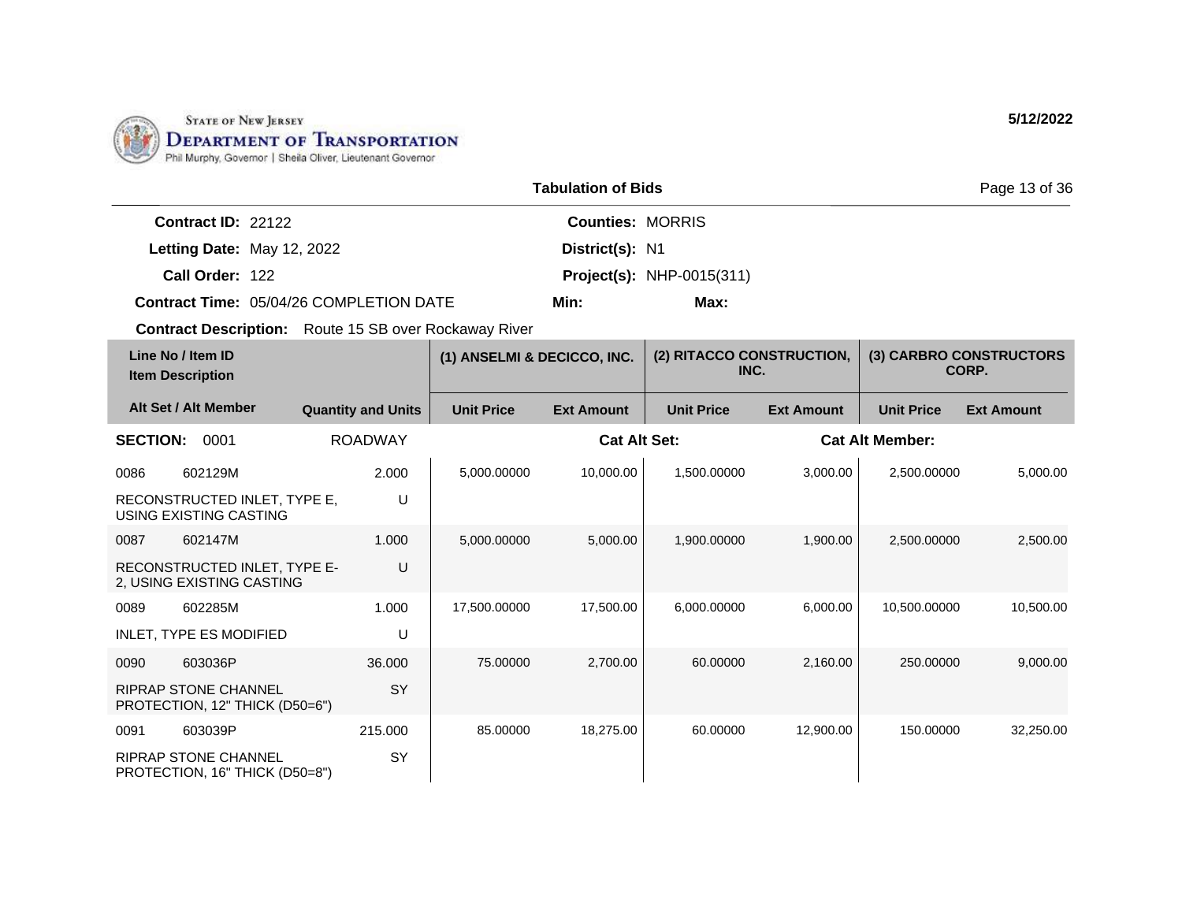STATE OF NEW JERSEY
**DEPARTMENT OF TRANSPORTATION**
Phil Murphy, Governor | Sheila Oliver, Lieutenant Governor

**5/12/2022**

## Tabulation of Bids

**Contract ID:** 22122
**Letting Date:** May 12, 2022
**Call Order:** 122
**Contract Time:** 05/04/26 COMPLETION DATE

**Counties:** MORRIS
**District(s):** N1
**Project(s):** NHP-0015(311)
**Min:**
**Max:**

**Contract Description:** Route 15 SB over Rockaway River

| Line No / Item ID / Item Description | | Quantity and Units | (1) ANSELMI & DECICCO, INC. | | (2) RITACCO CONSTRUCTION, INC. | | (3) CARBRO CONSTRUCTORS CORP. | |
|---|---|---|---|---|---|---|---|---|
| Alt Set / Alt Member | | | Unit Price | Ext Amount | Unit Price | Ext Amount | Unit Price | Ext Amount |
| **SECTION: 0001** | | ROADWAY | | **Cat Alt Set:** | | **Cat Alt Member:** | | |
| 0086 | 602129M | 2.000 | 5,000.00000 | 10,000.00 | 1,500.00000 | 3,000.00 | 2,500.00000 | 5,000.00 |
| RECONSTRUCTED INLET, TYPE E, USING EXISTING CASTING | | U | | | | | | |
| 0087 | 602147M | 1.000 | 5,000.00000 | 5,000.00 | 1,900.00000 | 1,900.00 | 2,500.00000 | 2,500.00 |
| RECONSTRUCTED INLET, TYPE E-2, USING EXISTING CASTING | | U | | | | | | |
| 0089 | 602285M | 1.000 | 17,500.00000 | 17,500.00 | 6,000.00000 | 6,000.00 | 10,500.00000 | 10,500.00 |
| INLET, TYPE ES MODIFIED | | U | | | | | | |
| 0090 | 603036P | 36.000 | 75.00000 | 2,700.00 | 60.00000 | 2,160.00 | 250.00000 | 9,000.00 |
| RIPRAP STONE CHANNEL PROTECTION, 12" THICK (D50=6") | | SY | | | | | | |
| 0091 | 603039P | 215.000 | 85.00000 | 18,275.00 | 60.00000 | 12,900.00 | 150.00000 | 32,250.00 |
| RIPRAP STONE CHANNEL PROTECTION, 16" THICK (D50=8") | | SY | | | | | | |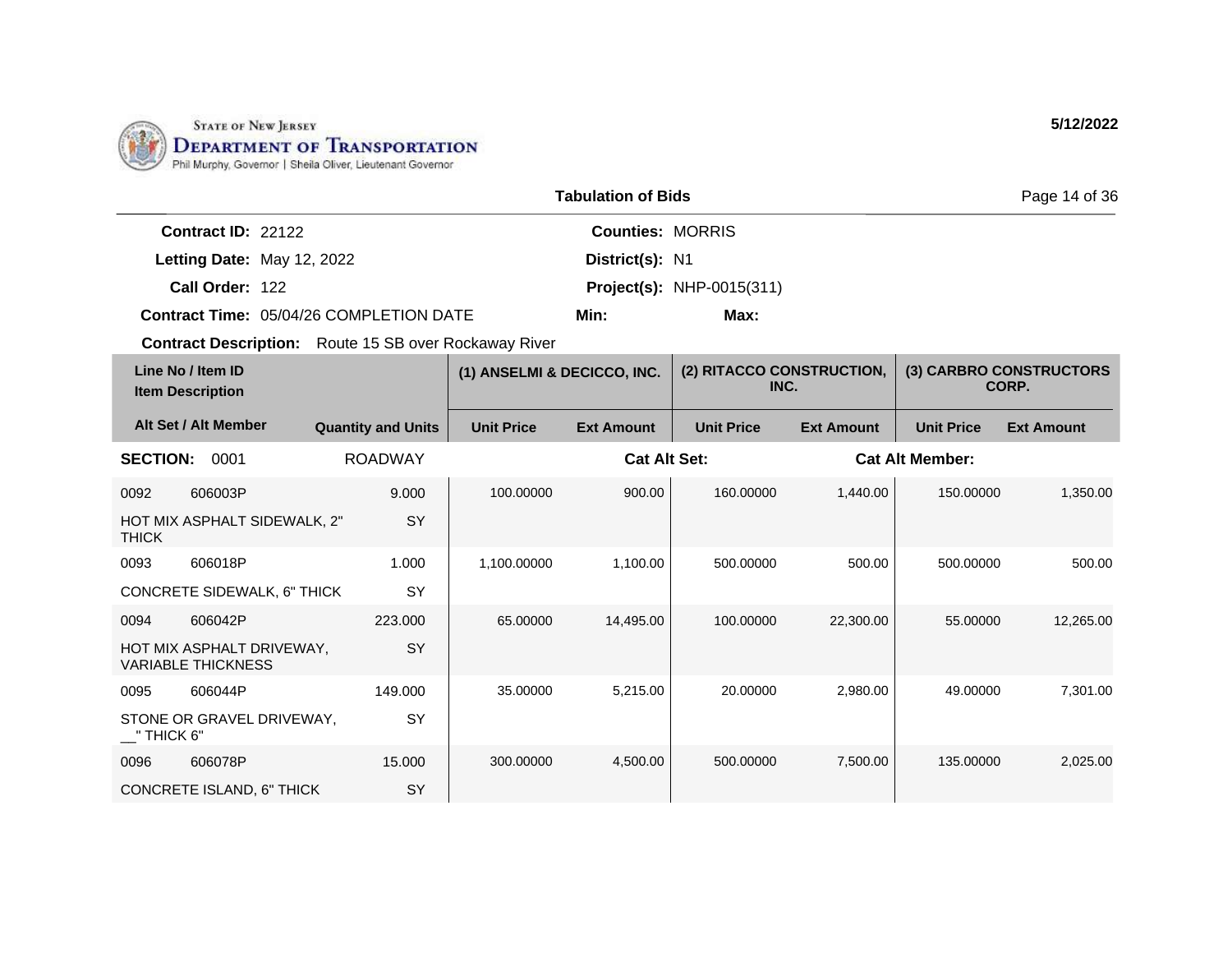State of New Jersey
Department of Transportation
Phil Murphy, Governor | Sheila Oliver, Lieutenant Governor

5/12/2022

**Tabulation of Bids**

**Contract ID:** 22122
**Letting Date:** May 12, 2022
**Call Order:** 122
**Contract Time:** 05/04/26 COMPLETION DATE

**Counties:** MORRIS
**District(s):** N1
**Project(s):** NHP-0015(311)
**Min:** **Max:**

**Contract Description:** Route 15 SB over Rockaway River

| Line No / Item ID | Item Description | Quantity and Units | (1) ANSELMI & DECICCO, INC. Unit Price | (1) ANSELMI & DECICCO, INC. Ext Amount | (2) RITACCO CONSTRUCTION, INC. Unit Price | (2) RITACCO CONSTRUCTION, INC. Ext Amount | (3) CARBRO CONSTRUCTORS CORP. Unit Price | (3) CARBRO CONSTRUCTORS CORP. Ext Amount |
|---|---|---|---|---|---|---|---|---|
| **SECTION: 0001** | ROADWAY | | **Cat Alt Set:** | | | **Cat Alt Member:** | | |
| 0092 606003P | HOT MIX ASPHALT SIDEWALK, 2" THICK | 9.000 SY | 100.00000 | 900.00 | 160.00000 | 1,440.00 | 150.00000 | 1,350.00 |
| 0093 606018P | CONCRETE SIDEWALK, 6" THICK | 1.000 SY | 1,100.00000 | 1,100.00 | 500.00000 | 500.00 | 500.00000 | 500.00 |
| 0094 606042P | HOT MIX ASPHALT DRIVEWAY, VARIABLE THICKNESS | 223.000 SY | 65.00000 | 14,495.00 | 100.00000 | 22,300.00 | 55.00000 | 12,265.00 |
| 0095 606044P | STONE OR GRAVEL DRIVEWAY, __" THICK 6" | 149.000 SY | 35.00000 | 5,215.00 | 20.00000 | 2,980.00 | 49.00000 | 7,301.00 |
| 0096 606078P | CONCRETE ISLAND, 6" THICK | 15.000 SY | 300.00000 | 4,500.00 | 500.00000 | 7,500.00 | 135.00000 | 2,025.00 |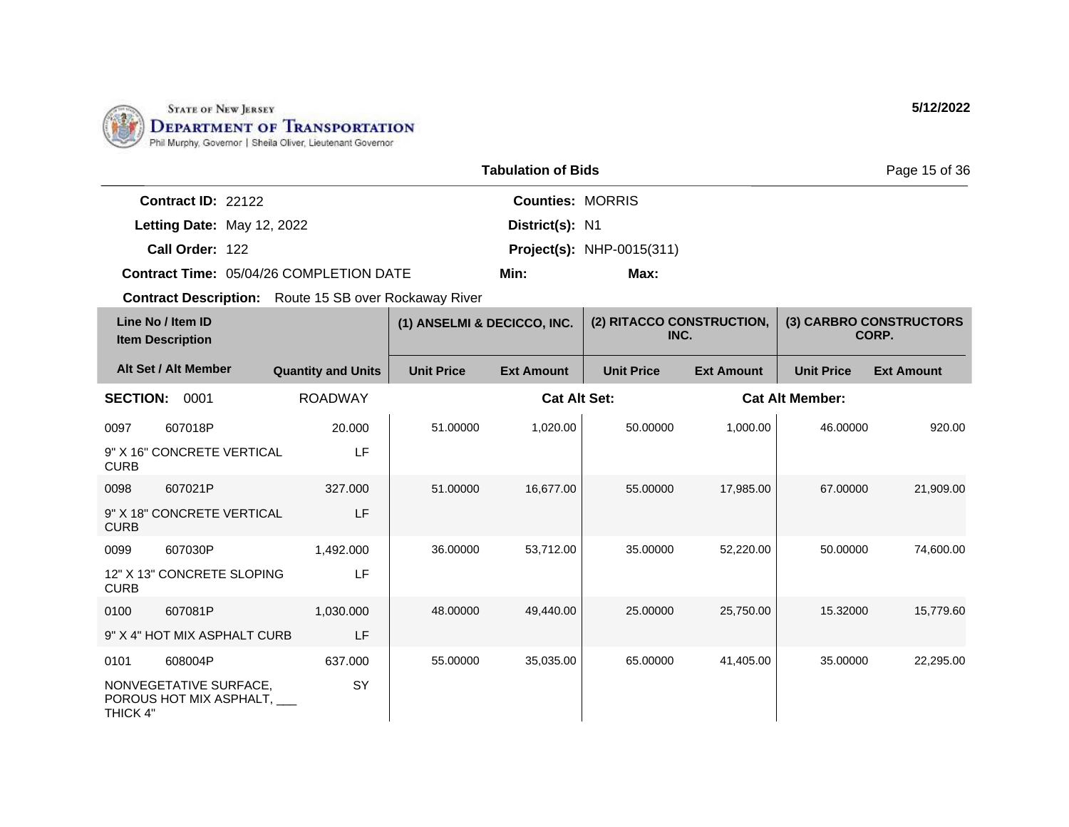STATE OF NEW JERSEY
DEPARTMENT OF TRANSPORTATION
Phil Murphy, Governor | Sheila Oliver, Lieutenant Governor

**5/12/2022**

## Tabulation of Bids

**Contract ID:** 22122
**Letting Date:** May 12, 2022
**Call Order:** 122
**Contract Time:** 05/04/26 COMPLETION DATE
**Contract Description:** Route 15 SB over Rockaway River

**Counties:** MORRIS
**District(s):** N1
**Project(s):** NHP-0015(311)
**Min:** **Max:**

| Line No / Item ID | Item Description | Alt Set / Alt Member | Quantity and Units | (1) ANSELMI & DECICCO, INC. Unit Price | (1) ANSELMI & DECICCO, INC. Ext Amount | (2) RITACCO CONSTRUCTION, INC. Unit Price | (2) RITACCO CONSTRUCTION, INC. Ext Amount | (3) CARBRO CONSTRUCTORS CORP. Unit Price | (3) CARBRO CONSTRUCTORS CORP. Ext Amount |
|---|---|---|---|---|---|---|---|---|---|
| **SECTION: 0001** | ROADWAY | | | | **Cat Alt Set:** | | **Cat Alt Member:** | | |
| 0097 / 607018P | 9" X 16" CONCRETE VERTICAL CURB | | 20.000 LF | 51.00000 | 1,020.00 | 50.00000 | 1,000.00 | 46.00000 | 920.00 |
| 0098 / 607021P | 9" X 18" CONCRETE VERTICAL CURB | | 327.000 LF | 51.00000 | 16,677.00 | 55.00000 | 17,985.00 | 67.00000 | 21,909.00 |
| 0099 / 607030P | 12" X 13" CONCRETE SLOPING CURB | | 1,492.000 LF | 36.00000 | 53,712.00 | 35.00000 | 52,220.00 | 50.00000 | 74,600.00 |
| 0100 / 607081P | 9" X 4" HOT MIX ASPHALT CURB | | 1,030.000 LF | 48.00000 | 49,440.00 | 25.00000 | 25,750.00 | 15.32000 | 15,779.60 |
| 0101 / 608004P | NONVEGETATIVE SURFACE, POROUS HOT MIX ASPHALT, ___ THICK 4" | | 637.000 SY | 55.00000 | 35,035.00 | 65.00000 | 41,405.00 | 35.00000 | 22,295.00 |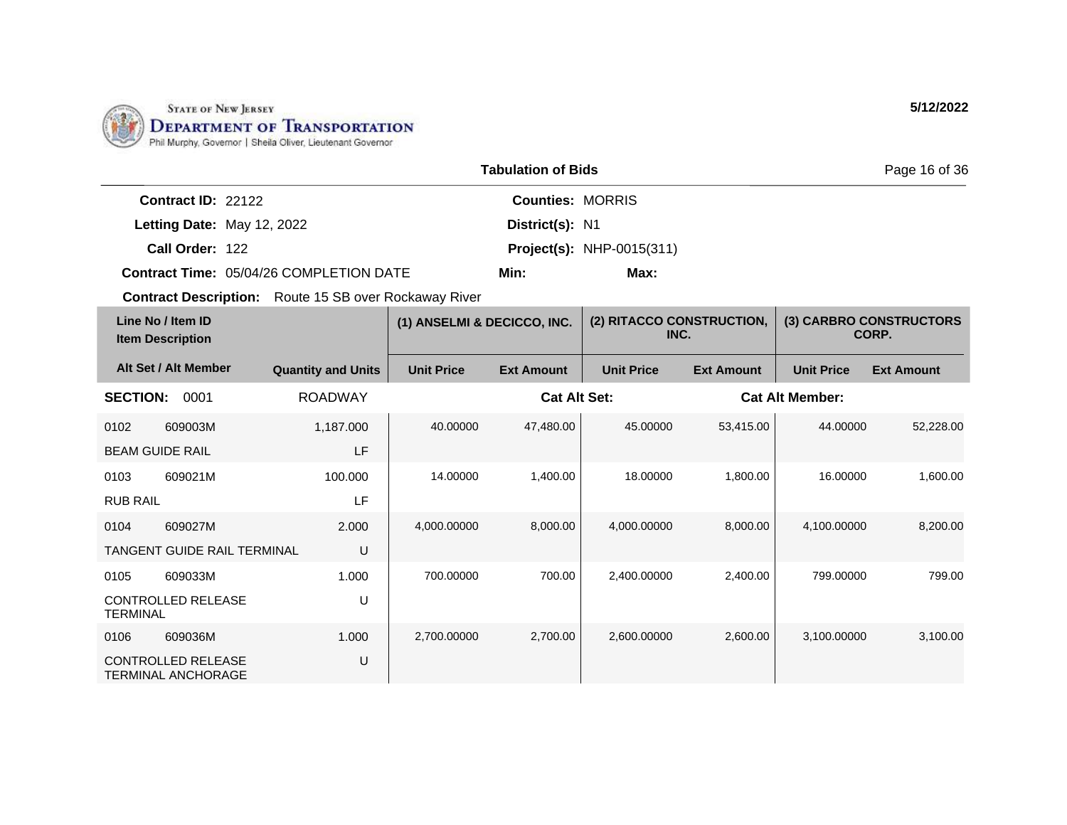STATE OF NEW JERSEY
DEPARTMENT OF TRANSPORTATION
Phil Murphy, Governor | Sheila Oliver, Lieutenant Governor

5/12/2022

**Tabulation of Bids**

**Contract ID:** 22122
**Letting Date:** May 12, 2022
**Call Order:** 122
**Contract Time:** 05/04/26 COMPLETION DATE

**Counties:** MORRIS
**District(s):** N1
**Project(s):** NHP-0015(311)
**Min:**
**Max:**

**Contract Description:** Route 15 SB over Rockaway River

| Line No / Item ID / Item Description | Alt Set / Alt Member | Quantity and Units | (1) ANSELMI & DECICCO, INC. Unit Price | (1) ANSELMI & DECICCO, INC. Ext Amount | (2) RITACCO CONSTRUCTION, INC. Unit Price | (2) RITACCO CONSTRUCTION, INC. Ext Amount | (3) CARBRO CONSTRUCTORS CORP. Unit Price | (3) CARBRO CONSTRUCTORS CORP. Ext Amount |
|---|---|---|---|---|---|---|---|---|
| **SECTION: 0001** | | ROADWAY | | **Cat Alt Set:** | | | **Cat Alt Member:** | |
| 0102 609003M BEAM GUIDE RAIL | | 1,187.000 LF | 40.00000 | 47,480.00 | 45.00000 | 53,415.00 | 44.00000 | 52,228.00 |
| 0103 609021M RUB RAIL | | 100.000 LF | 14.00000 | 1,400.00 | 18.00000 | 1,800.00 | 16.00000 | 1,600.00 |
| 0104 609027M TANGENT GUIDE RAIL TERMINAL | | 2.000 U | 4,000.00000 | 8,000.00 | 4,000.00000 | 8,000.00 | 4,100.00000 | 8,200.00 |
| 0105 609033M CONTROLLED RELEASE TERMINAL | | 1.000 U | 700.00000 | 700.00 | 2,400.00000 | 2,400.00 | 799.00000 | 799.00 |
| 0106 609036M CONTROLLED RELEASE TERMINAL ANCHORAGE | | 1.000 U | 2,700.00000 | 2,700.00 | 2,600.00000 | 2,600.00 | 3,100.00000 | 3,100.00 |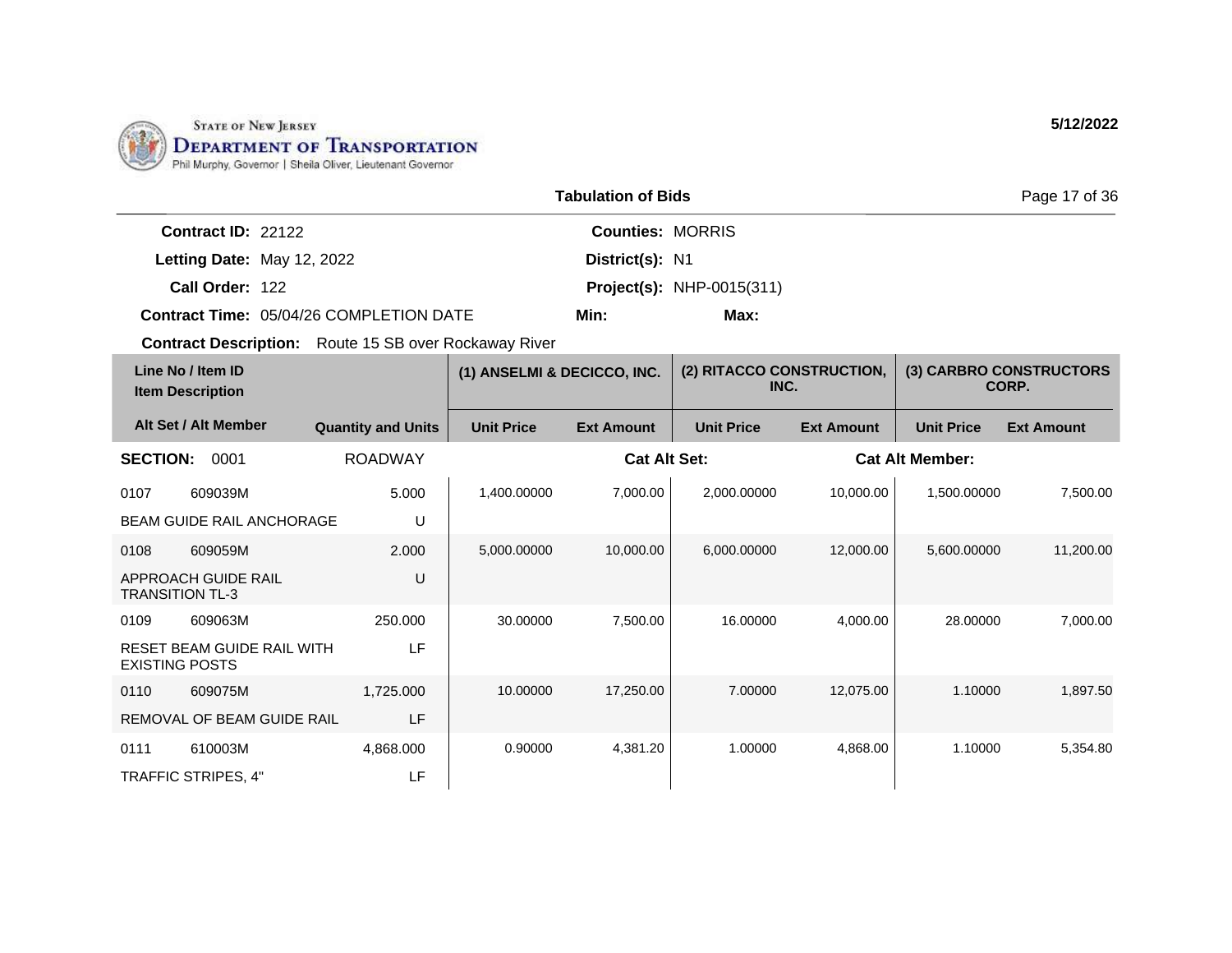STATE OF NEW JERSEY
DEPARTMENT OF TRANSPORTATION
Phil Murphy, Governor | Sheila Oliver, Lieutenant Governor

5/12/2022

## Tabulation of Bids

**Contract ID:** 22122
**Letting Date:** May 12, 2022
**Call Order:** 122
**Contract Time:** 05/04/26 COMPLETION DATE

**Counties:** MORRIS
**District(s):** N1
**Project(s):** NHP-0015(311)
**Min:** **Max:**

**Contract Description:** Route 15 SB over Rockaway River

| Line No / Item ID | Item Description | Quantity and Units | (1) ANSELMI & DECICCO, INC. Unit Price | (1) ANSELMI & DECICCO, INC. Ext Amount | (2) RITACCO CONSTRUCTION, INC. Unit Price | (2) RITACCO CONSTRUCTION, INC. Ext Amount | (3) CARBRO CONSTRUCTORS CORP. Unit Price | (3) CARBRO CONSTRUCTORS CORP. Ext Amount |
|---|---|---|---|---|---|---|---|---|
| **SECTION: 0001** | ROADWAY | | | **Cat Alt Set:** | | **Cat Alt Member:** | | |
| 0107 609039M | BEAM GUIDE RAIL ANCHORAGE | 5.000 U | 1,400.00000 | 7,000.00 | 2,000.00000 | 10,000.00 | 1,500.00000 | 7,500.00 |
| 0108 609059M | APPROACH GUIDE RAIL TRANSITION TL-3 | 2.000 U | 5,000.00000 | 10,000.00 | 6,000.00000 | 12,000.00 | 5,600.00000 | 11,200.00 |
| 0109 609063M | RESET BEAM GUIDE RAIL WITH EXISTING POSTS | 250.000 LF | 30.00000 | 7,500.00 | 16.00000 | 4,000.00 | 28.00000 | 7,000.00 |
| 0110 609075M | REMOVAL OF BEAM GUIDE RAIL | 1,725.000 LF | 10.00000 | 17,250.00 | 7.00000 | 12,075.00 | 1.10000 | 1,897.50 |
| 0111 610003M | TRAFFIC STRIPES, 4" | 4,868.000 LF | 0.90000 | 4,381.20 | 1.00000 | 4,868.00 | 1.10000 | 5,354.80 |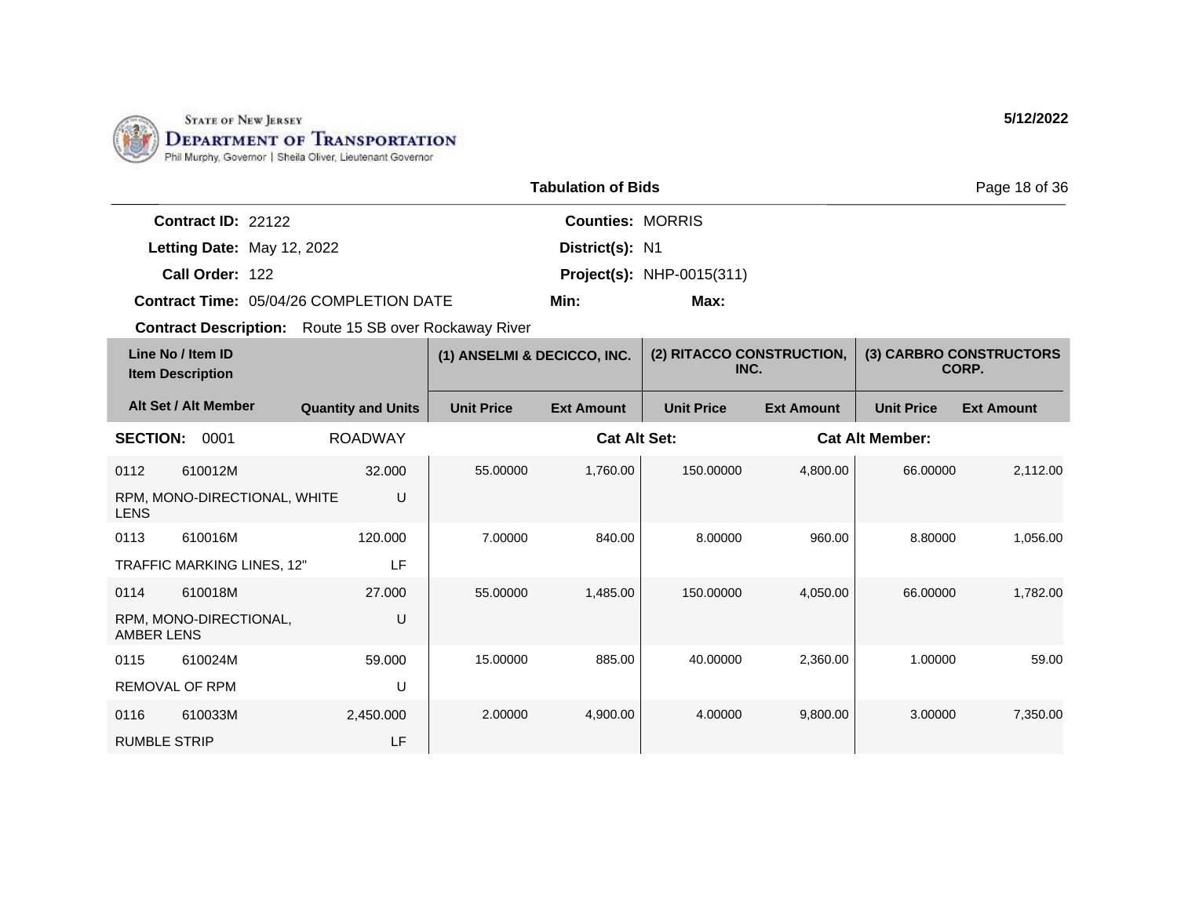STATE OF NEW JERSEY
DEPARTMENT OF TRANSPORTATION
Phil Murphy, Governor | Sheila Oliver, Lieutenant Governor

**5/12/2022**

## Tabulation of Bids

**Contract ID:** 22122
**Letting Date:** May 12, 2022
**Call Order:** 122
**Contract Time:** 05/04/26 COMPLETION DATE

**Counties:** MORRIS
**District(s):** N1
**Project(s):** NHP-0015(311)
**Min:** **Max:**

**Contract Description:** Route 15 SB over Rockaway River

| Line No / Item ID / Item Description | Alt Set / Alt Member | Quantity and Units | (1) ANSELMI & DECICCO, INC. Unit Price | (1) ANSELMI & DECICCO, INC. Ext Amount | (2) RITACCO CONSTRUCTION, INC. Unit Price | (2) RITACCO CONSTRUCTION, INC. Ext Amount | (3) CARBRO CONSTRUCTORS CORP. Unit Price | (3) CARBRO CONSTRUCTORS CORP. Ext Amount |
|---|---|---|---|---|---|---|---|---|
| **SECTION: 0001** | | ROADWAY | | **Cat Alt Set:** | | | **Cat Alt Member:** | |
| 0112 610012M RPM, MONO-DIRECTIONAL, WHITE LENS | | 32.000 U | 55.00000 | 1,760.00 | 150.00000 | 4,800.00 | 66.00000 | 2,112.00 |
| 0113 610016M TRAFFIC MARKING LINES, 12" | | 120.000 LF | 7.00000 | 840.00 | 8.00000 | 960.00 | 8.80000 | 1,056.00 |
| 0114 610018M RPM, MONO-DIRECTIONAL, AMBER LENS | | 27.000 U | 55.00000 | 1,485.00 | 150.00000 | 4,050.00 | 66.00000 | 1,782.00 |
| 0115 610024M REMOVAL OF RPM | | 59.000 U | 15.00000 | 885.00 | 40.00000 | 2,360.00 | 1.00000 | 59.00 |
| 0116 610033M RUMBLE STRIP | | 2,450.000 LF | 2.00000 | 4,900.00 | 4.00000 | 9,800.00 | 3.00000 | 7,350.00 |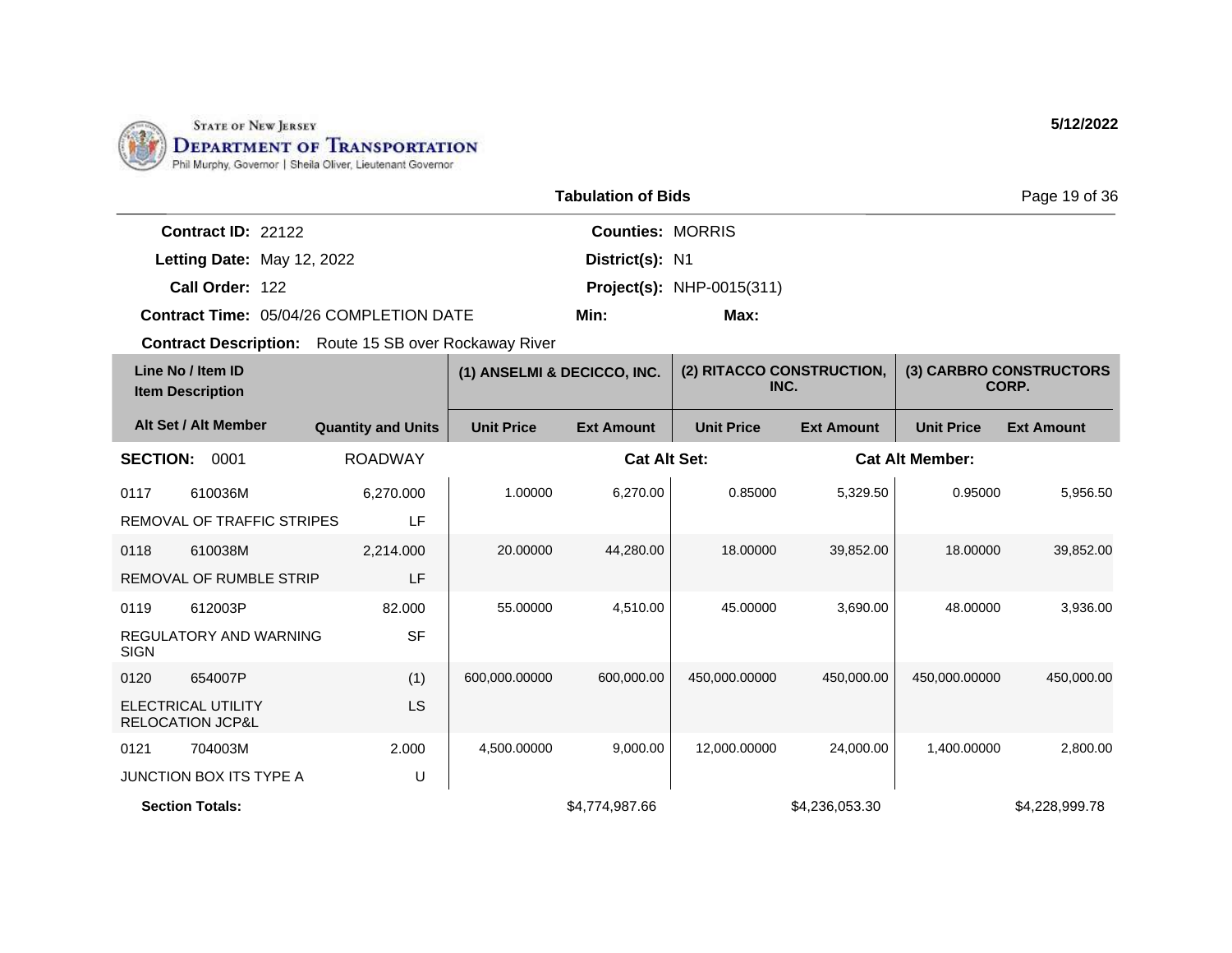State of New Jersey
**Department of Transportation**
Phil Murphy, Governor | Sheila Oliver, Lieutenant Governor

**5/12/2022**

## Tabulation of Bids

**Contract ID:** 22122
**Letting Date:** May 12, 2022
**Call Order:** 122
**Contract Time:** 05/04/26 COMPLETION DATE
**Counties:** MORRIS
**District(s):** N1
**Project(s):** NHP-0015(311)
**Min:** **Max:**

**Contract Description:** Route 15 SB over Rockaway River

| Line No / Item ID | Item Description | Quantity and Units | (1) ANSELMI & DECICCO, INC. Unit Price | (1) ANSELMI & DECICCO, INC. Ext Amount | (2) RITACCO CONSTRUCTION, INC. Unit Price | (2) RITACCO CONSTRUCTION, INC. Ext Amount | (3) CARBRO CONSTRUCTORS CORP. Unit Price | (3) CARBRO CONSTRUCTORS CORP. Ext Amount |
|---|---|---|---|---|---|---|---|---|
| **SECTION: 0001** | ROADWAY | | | **Cat Alt Set:** | | **Cat Alt Member:** | | |
| 0117 610036M | REMOVAL OF TRAFFIC STRIPES | 6,270.000 LF | 1.00000 | 6,270.00 | 0.85000 | 5,329.50 | 0.95000 | 5,956.50 |
| 0118 610038M | REMOVAL OF RUMBLE STRIP | 2,214.000 LF | 20.00000 | 44,280.00 | 18.00000 | 39,852.00 | 18.00000 | 39,852.00 |
| 0119 612003P | REGULATORY AND WARNING SIGN | 82.000 SF | 55.00000 | 4,510.00 | 45.00000 | 3,690.00 | 48.00000 | 3,936.00 |
| 0120 654007P | ELECTRICAL UTILITY RELOCATION JCP&L | (1) LS | 600,000.00000 | 600,000.00 | 450,000.00000 | 450,000.00 | 450,000.00000 | 450,000.00 |
| 0121 704003M | JUNCTION BOX ITS TYPE A | 2.000 U | 4,500.00000 | 9,000.00 | 12,000.00000 | 24,000.00 | 1,400.00000 | 2,800.00 |
| **Section Totals:** | | | | $4,774,987.66 | | $4,236,053.30 | | $4,228,999.78 |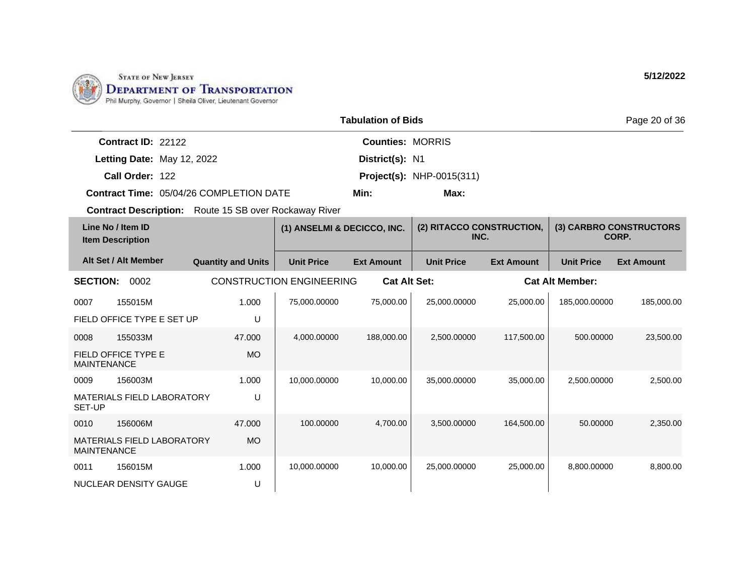STATE OF NEW JERSEY
**DEPARTMENT OF TRANSPORTATION**
Phil Murphy, Governor | Sheila Oliver, Lieutenant Governor

**5/12/2022**

**Tabulation of Bids**

**Contract ID:** 22122 | **Counties:** MORRIS
**Letting Date:** May 12, 2022 | **District(s):** N1
**Call Order:** 122 | **Project(s):** NHP-0015(311)
**Contract Time:** 05/04/26 COMPLETION DATE | **Min:** | **Max:**
**Contract Description:** Route 15 SB over Rockaway River

| Line No / Item ID / Item Description | | Quantity and Units | (1) ANSELMI & DECICCO, INC. | | (2) RITACCO CONSTRUCTION, INC. | | (3) CARBRO CONSTRUCTORS CORP. | |
|---|---|---|---|---|---|---|---|---|
| Alt Set / Alt Member | | | Unit Price | Ext Amount | Unit Price | Ext Amount | Unit Price | Ext Amount |
| **SECTION: 0002** | | CONSTRUCTION ENGINEERING | **Cat Alt Set:** | | | **Cat Alt Member:** | | |
| 0007 | 155015M | 1.000 | 75,000.00000 | 75,000.00 | 25,000.00000 | 25,000.00 | 185,000.00000 | 185,000.00 |
| FIELD OFFICE TYPE E SET UP | | U | | | | | | |
| 0008 | 155033M | 47.000 | 4,000.00000 | 188,000.00 | 2,500.00000 | 117,500.00 | 500.00000 | 23,500.00 |
| FIELD OFFICE TYPE E MAINTENANCE | | MO | | | | | | |
| 0009 | 156003M | 1.000 | 10,000.00000 | 10,000.00 | 35,000.00000 | 35,000.00 | 2,500.00000 | 2,500.00 |
| MATERIALS FIELD LABORATORY SET-UP | | U | | | | | | |
| 0010 | 156006M | 47.000 | 100.00000 | 4,700.00 | 3,500.00000 | 164,500.00 | 50.00000 | 2,350.00 |
| MATERIALS FIELD LABORATORY MAINTENANCE | | MO | | | | | | |
| 0011 | 156015M | 1.000 | 10,000.00000 | 10,000.00 | 25,000.00000 | 25,000.00 | 8,800.00000 | 8,800.00 |
| NUCLEAR DENSITY GAUGE | | U | | | | | | |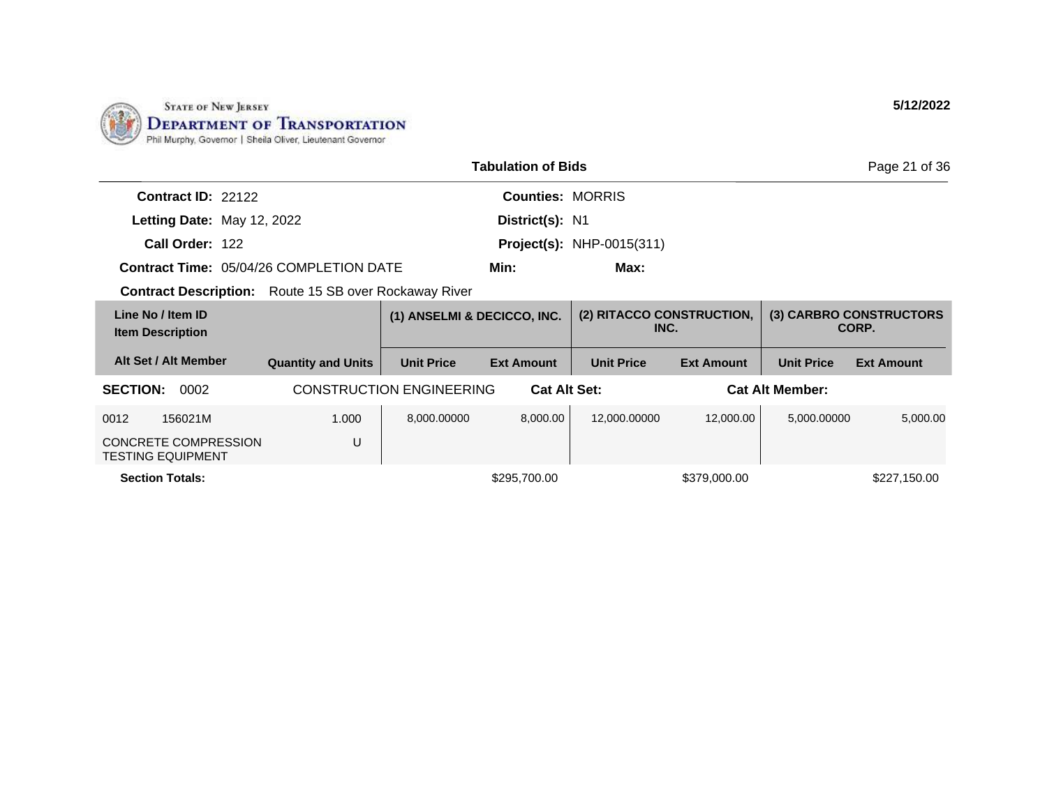STATE OF NEW JERSEY
DEPARTMENT OF TRANSPORTATION
Phil Murphy, Governor | Sheila Oliver, Lieutenant Governor

5/12/2022

**Tabulation of Bids**

**Contract ID:** 22122
**Letting Date:** May 12, 2022
**Call Order:** 122
**Contract Time:** 05/04/26 COMPLETION DATE

**Counties:** MORRIS
**District(s):** N1
**Project(s):** NHP-0015(311)
**Min:** **Max:**

**Contract Description:** Route 15 SB over Rockaway River

| Line No / Item ID | Item Description | Quantity and Units | (1) ANSELMI & DECICCO, INC. | | (2) RITACCO CONSTRUCTION, INC. | | (3) CARBRO CONSTRUCTORS CORP. | |
|---|---|---|---|---|---|---|---|---|
| Alt Set / Alt Member | | | Unit Price | Ext Amount | Unit Price | Ext Amount | Unit Price | Ext Amount |
| **SECTION: 0002** | CONSTRUCTION ENGINEERING | | **Cat Alt Set:** | | | **Cat Alt Member:** | | |
| 0012 156021M | CONCRETE COMPRESSION TESTING EQUIPMENT | 1.000 U | 8,000.00000 | 8,000.00 | 12,000.00000 | 12,000.00 | 5,000.00000 | 5,000.00 |
| **Section Totals:** | | | | $295,700.00 | | $379,000.00 | | $227,150.00 |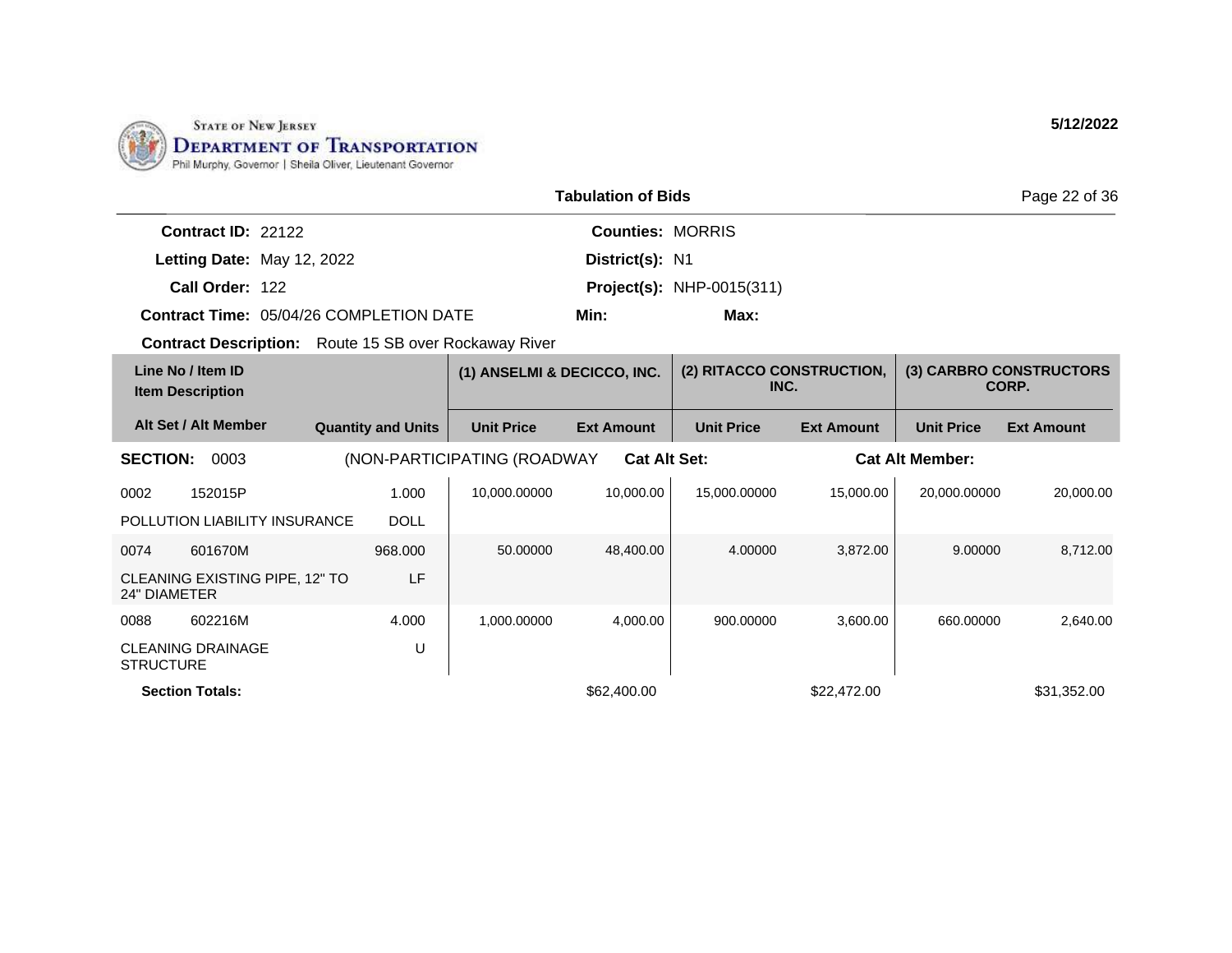STATE OF NEW JERSEY
DEPARTMENT OF TRANSPORTATION
Phil Murphy, Governor | Sheila Oliver, Lieutenant Governor

5/12/2022

## Tabulation of Bids

**Contract ID:** 22122
**Letting Date:** May 12, 2022
**Call Order:** 122
**Contract Time:** 05/04/26 COMPLETION DATE
**Contract Description:** Route 15 SB over Rockaway River

**Counties:** MORRIS
**District(s):** N1
**Project(s):** NHP-0015(311)
**Min:**
**Max:**

| Line No / Item ID<br>Item Description | | | (1) ANSELMI & DECICCO, INC. | | (2) RITACCO CONSTRUCTION, INC. | | (3) CARBRO CONSTRUCTORS CORP. | |
|---|---|---|---|---|---|---|---|---|
| **Alt Set / Alt Member** | | **Quantity and Units** | **Unit Price** | **Ext Amount** | **Unit Price** | **Ext Amount** | **Unit Price** | **Ext Amount** |
| **SECTION:** 0003 | | (NON-PARTICIPATING (ROADWAY | **Cat Alt Set:** | | | **Cat Alt Member:** | | |
| 0002 | 152015P | 1.000 | 10,000.00000 | 10,000.00 | 15,000.00000 | 15,000.00 | 20,000.00000 | 20,000.00 |
| POLLUTION LIABILITY INSURANCE | | DOLL | | | | | | |
| 0074 | 601670M | 968.000 | 50.00000 | 48,400.00 | 4.00000 | 3,872.00 | 9.00000 | 8,712.00 |
| CLEANING EXISTING PIPE, 12" TO 24" DIAMETER | | LF | | | | | | |
| 0088 | 602216M | 4.000 | 1,000.00000 | 4,000.00 | 900.00000 | 3,600.00 | 660.00000 | 2,640.00 |
| CLEANING DRAINAGE STRUCTURE | | U | | | | | | |
| **Section Totals:** | | | | $62,400.00 | | $22,472.00 | | $31,352.00 |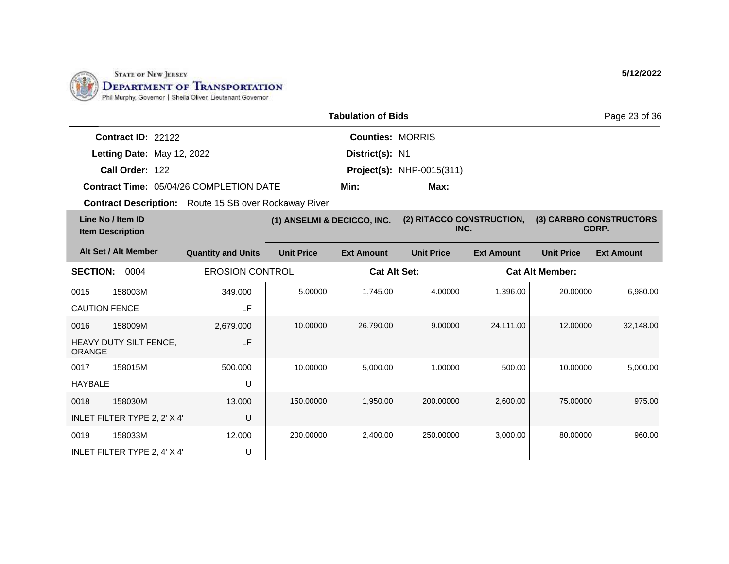STATE OF NEW JERSEY
**DEPARTMENT OF TRANSPORTATION**
Phil Murphy, Governor | Sheila Oliver, Lieutenant Governor

**5/12/2022**

## Tabulation of Bids

**Contract ID:** 22122
**Letting Date:** May 12, 2022
**Call Order:** 122
**Contract Time:** 05/04/26 COMPLETION DATE
**Counties:** MORRIS
**District(s):** N1
**Project(s):** NHP-0015(311)
**Min:**
**Max:**

**Contract Description:** Route 15 SB over Rockaway River

| Line No / Item ID | Item Description | Quantity and Units | (1) ANSELMI & DECICCO, INC. Unit Price | (1) ANSELMI & DECICCO, INC. Ext Amount | (2) RITACCO CONSTRUCTION, INC. Unit Price | (2) RITACCO CONSTRUCTION, INC. Ext Amount | (3) CARBRO CONSTRUCTORS CORP. Unit Price | (3) CARBRO CONSTRUCTORS CORP. Ext Amount |
|---|---|---|---|---|---|---|---|---|
| **SECTION: 0004** | EROSION CONTROL | | **Cat Alt Set:** | | | **Cat Alt Member:** | | |
| 0015 158003M | CAUTION FENCE | 349.000 LF | 5.00000 | 1,745.00 | 4.00000 | 1,396.00 | 20.00000 | 6,980.00 |
| 0016 158009M | HEAVY DUTY SILT FENCE, ORANGE | 2,679.000 LF | 10.00000 | 26,790.00 | 9.00000 | 24,111.00 | 12.00000 | 32,148.00 |
| 0017 158015M | HAYBALE | 500.000 U | 10.00000 | 5,000.00 | 1.00000 | 500.00 | 10.00000 | 5,000.00 |
| 0018 158030M | INLET FILTER TYPE 2, 2' X 4' | 13.000 U | 150.00000 | 1,950.00 | 200.00000 | 2,600.00 | 75.00000 | 975.00 |
| 0019 158033M | INLET FILTER TYPE 2, 4' X 4' | 12.000 U | 200.00000 | 2,400.00 | 250.00000 | 3,000.00 | 80.00000 | 960.00 |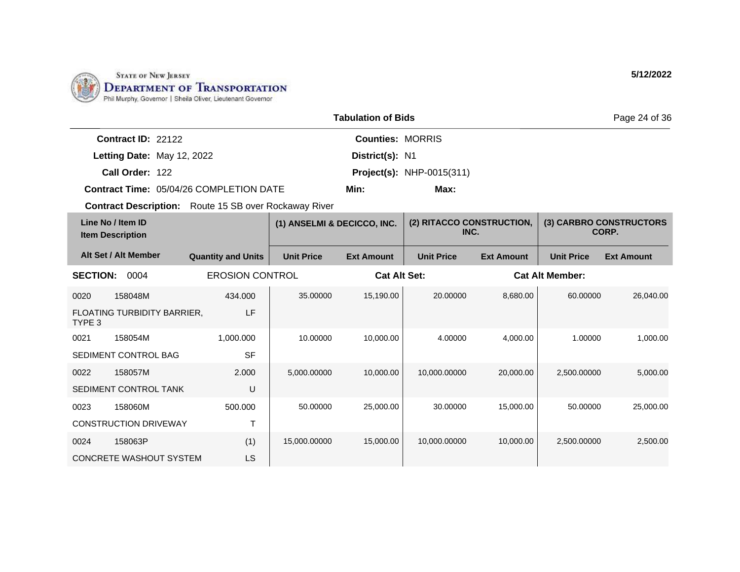State of New Jersey
Department of Transportation
Phil Murphy, Governor | Sheila Oliver, Lieutenant Governor

5/12/2022

## Tabulation of Bids

**Contract ID:** 22122
**Letting Date:** May 12, 2022
**Call Order:** 122
**Contract Time:** 05/04/26 COMPLETION DATE
**Counties:** MORRIS
**District(s):** N1
**Project(s):** NHP-0015(311)
**Min:**
**Max:**

**Contract Description:** Route 15 SB over Rockaway River

| Line No / Item ID | Item Description | Quantity and Units | (1) ANSELMI & DECICCO, INC. Unit Price | (1) Ext Amount | (2) RITACCO CONSTRUCTION, INC. Unit Price | (2) Ext Amount | (3) CARBRO CONSTRUCTORS CORP. Unit Price | (3) Ext Amount |
|---|---|---|---|---|---|---|---|---|
| **SECTION: 0004** | EROSION CONTROL | | **Cat Alt Set:** | | | **Cat Alt Member:** | | |
| 0020 158048M | FLOATING TURBIDITY BARRIER, TYPE 3 | 434.000 LF | 35.00000 | 15,190.00 | 20.00000 | 8,680.00 | 60.00000 | 26,040.00 |
| 0021 158054M | SEDIMENT CONTROL BAG | 1,000.000 SF | 10.00000 | 10,000.00 | 4.00000 | 4,000.00 | 1.00000 | 1,000.00 |
| 0022 158057M | SEDIMENT CONTROL TANK | 2.000 U | 5,000.00000 | 10,000.00 | 10,000.00000 | 20,000.00 | 2,500.00000 | 5,000.00 |
| 0023 158060M | CONSTRUCTION DRIVEWAY | 500.000 T | 50.00000 | 25,000.00 | 30.00000 | 15,000.00 | 50.00000 | 25,000.00 |
| 0024 158063P | CONCRETE WASHOUT SYSTEM | (1) LS | 15,000.00000 | 15,000.00 | 10,000.00000 | 10,000.00 | 2,500.00000 | 2,500.00 |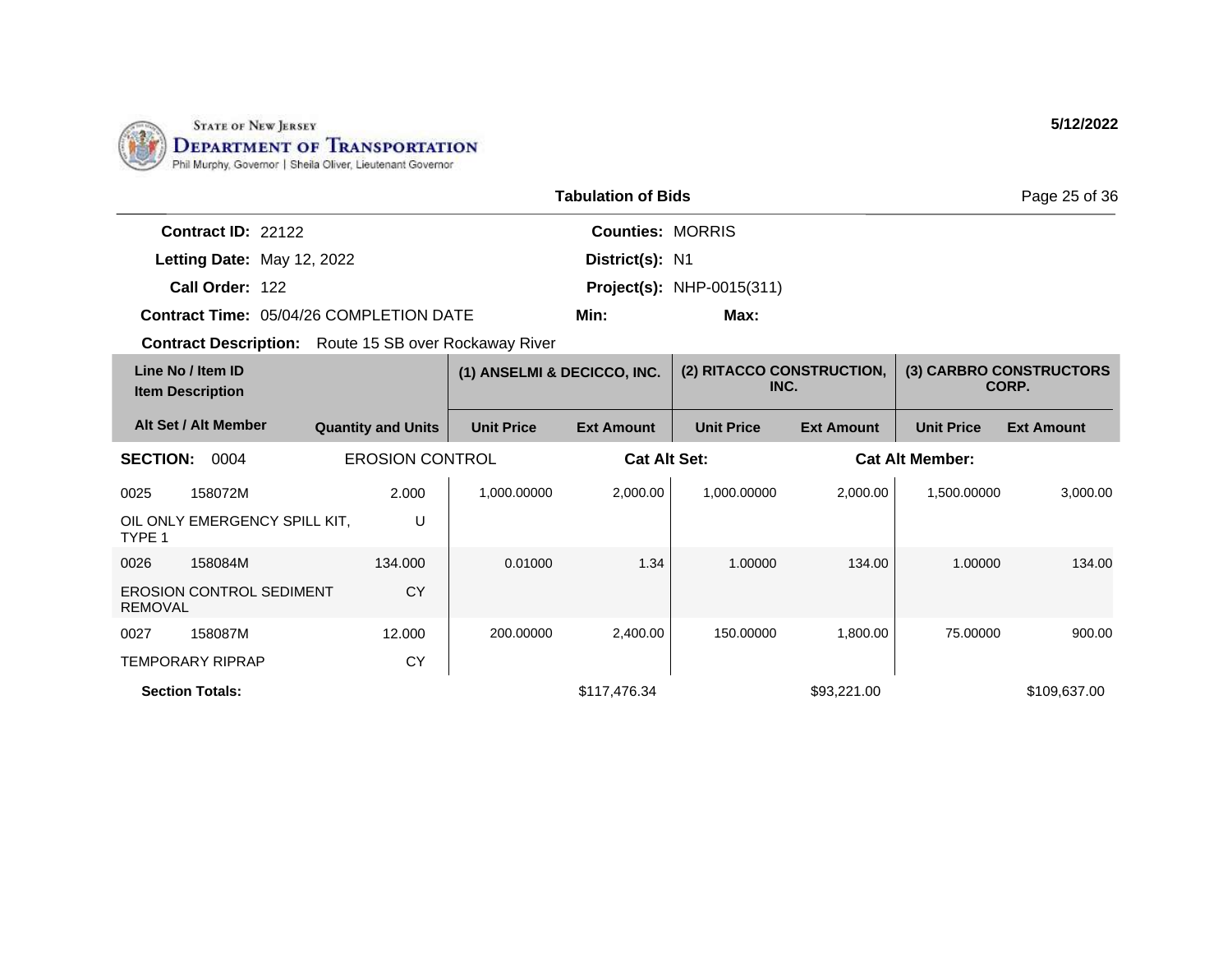State of New Jersey
Department of Transportation
Phil Murphy, Governor | Sheila Oliver, Lieutenant Governor

5/12/2022

## Tabulation of Bids

**Contract ID:** 22122
**Letting Date:** May 12, 2022
**Call Order:** 122
**Contract Time:** 05/04/26 COMPLETION DATE
**Contract Description:** Route 15 SB over Rockaway River

**Counties:** MORRIS
**District(s):** N1
**Project(s):** NHP-0015(311)
**Min:**
**Max:**

| Line No / Item ID / Item Description | Alt Set / Alt Member | Quantity and Units | (1) ANSELMI & DECICCO, INC. Unit Price | (1) ANSELMI & DECICCO, INC. Ext Amount | (2) RITACCO CONSTRUCTION, INC. Unit Price | (2) RITACCO CONSTRUCTION, INC. Ext Amount | (3) CARBRO CONSTRUCTORS CORP. Unit Price | (3) CARBRO CONSTRUCTORS CORP. Ext Amount |
|---|---|---|---|---|---|---|---|---|
| **SECTION: 0004** EROSION CONTROL | Cat Alt Set: | Cat Alt Member: | | | | | | |
| 0025 158072M OIL ONLY EMERGENCY SPILL KIT, TYPE 1 | | 2.000 U | 1,000.00000 | 2,000.00 | 1,000.00000 | 2,000.00 | 1,500.00000 | 3,000.00 |
| 0026 158084M EROSION CONTROL SEDIMENT REMOVAL | | 134.000 CY | 0.01000 | 1.34 | 1.00000 | 134.00 | 1.00000 | 134.00 |
| 0027 158087M TEMPORARY RIPRAP | | 12.000 CY | 200.00000 | 2,400.00 | 150.00000 | 1,800.00 | 75.00000 | 900.00 |
| **Section Totals:** | | | | $117,476.34 | | $93,221.00 | | $109,637.00 |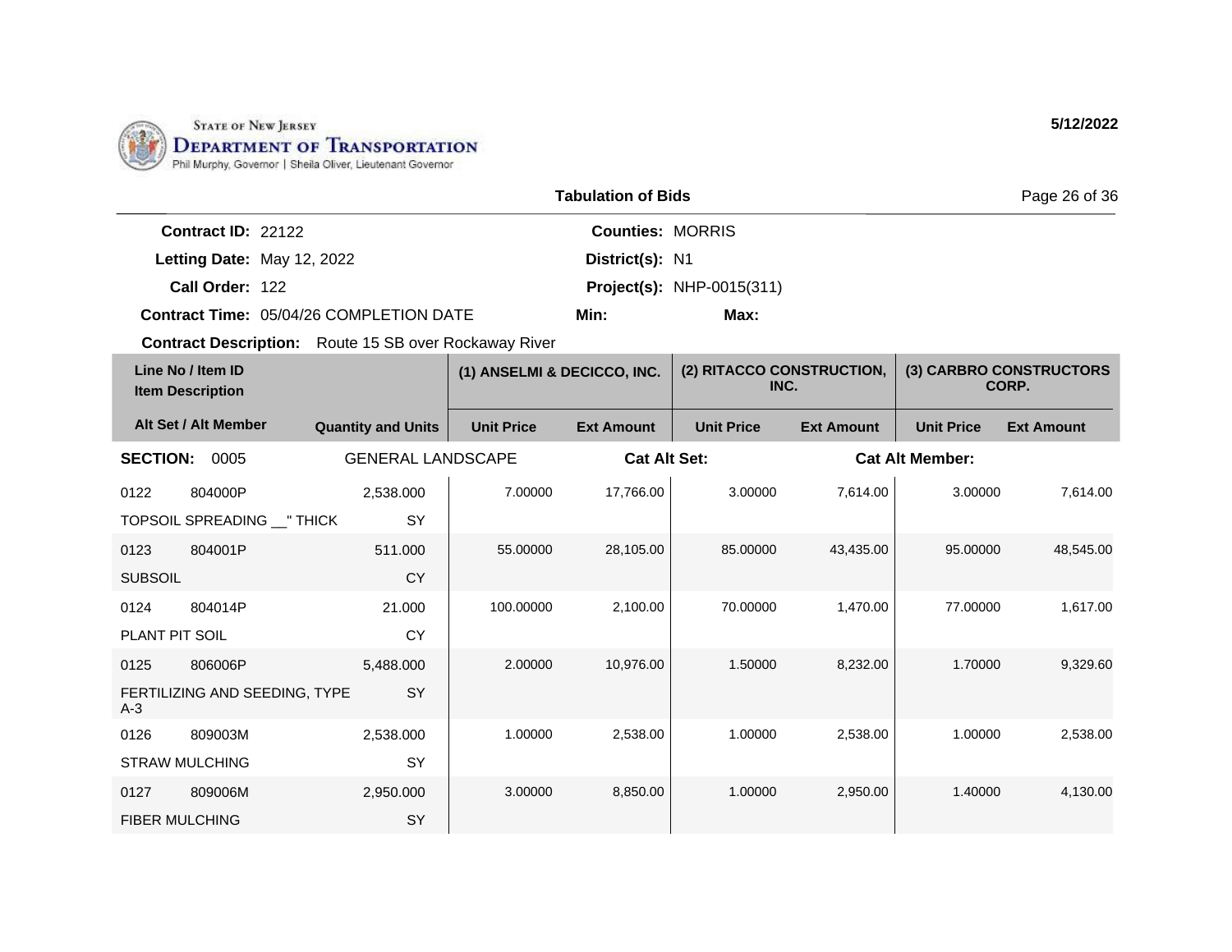STATE OF NEW JERSEY
DEPARTMENT OF TRANSPORTATION
Phil Murphy, Governor | Sheila Oliver, Lieutenant Governor

**5/12/2022**

**Tabulation of Bids**

| | | | |
|---|---|---|---|
| **Contract ID:** | 22122 | **Counties:** | MORRIS |
| **Letting Date:** | May 12, 2022 | **District(s):** | N1 |
| **Call Order:** | 122 | **Project(s):** | NHP-0015(311) |
| **Contract Time:** | 05/04/26 COMPLETION DATE | **Min:** | **Max:** |

**Contract Description:** Route 15 SB over Rockaway River

| Line No / Item ID / Item Description | | | (1) ANSELMI & DECICCO, INC. | | (2) RITACCO CONSTRUCTION, INC. | | (3) CARBRO CONSTRUCTORS CORP. | |
|---|---|---|---|---|---|---|---|---|
| **Alt Set / Alt Member** | | **Quantity and Units** | **Unit Price** | **Ext Amount** | **Unit Price** | **Ext Amount** | **Unit Price** | **Ext Amount** |
| **SECTION:** 0005 | GENERAL LANDSCAPE | | **Cat Alt Set:** | | | **Cat Alt Member:** | | |
| 0122 | 804000P | 2,538.000 | 7.00000 | 17,766.00 | 3.00000 | 7,614.00 | 3.00000 | 7,614.00 |
| TOPSOIL SPREADING __" THICK | | SY | | | | | | |
| 0123 | 804001P | 511.000 | 55.00000 | 28,105.00 | 85.00000 | 43,435.00 | 95.00000 | 48,545.00 |
| SUBSOIL | | CY | | | | | | |
| 0124 | 804014P | 21.000 | 100.00000 | 2,100.00 | 70.00000 | 1,470.00 | 77.00000 | 1,617.00 |
| PLANT PIT SOIL | | CY | | | | | | |
| 0125 | 806006P | 5,488.000 | 2.00000 | 10,976.00 | 1.50000 | 8,232.00 | 1.70000 | 9,329.60 |
| FERTILIZING AND SEEDING, TYPE A-3 | | SY | | | | | | |
| 0126 | 809003M | 2,538.000 | 1.00000 | 2,538.00 | 1.00000 | 2,538.00 | 1.00000 | 2,538.00 |
| STRAW MULCHING | | SY | | | | | | |
| 0127 | 809006M | 2,950.000 | 3.00000 | 8,850.00 | 1.00000 | 2,950.00 | 1.40000 | 4,130.00 |
| FIBER MULCHING | | SY | | | | | | |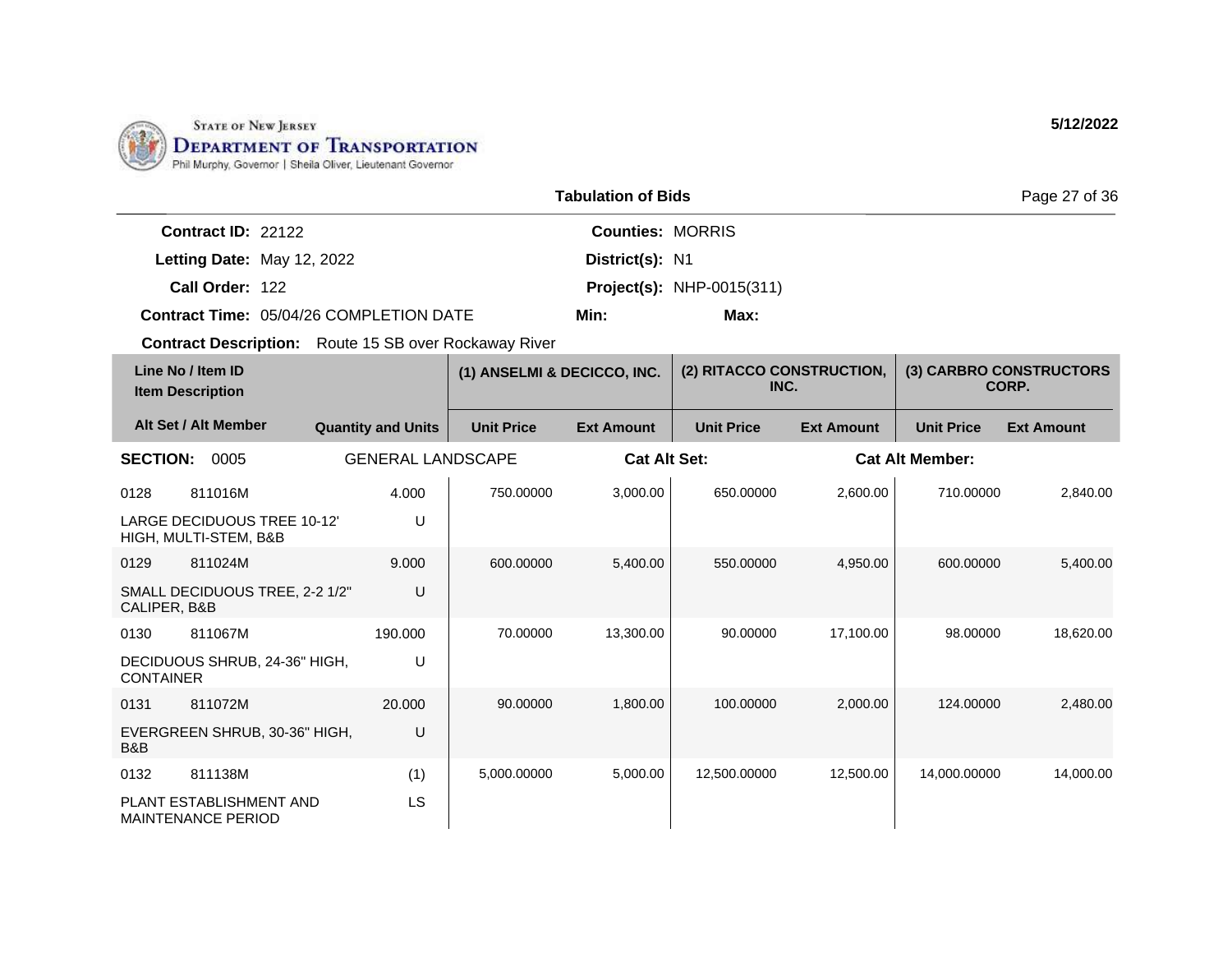STATE OF NEW JERSEY
**DEPARTMENT OF TRANSPORTATION**
Phil Murphy, Governor | Sheila Oliver, Lieutenant Governor

**5/12/2022**

## Tabulation of Bids

**Contract ID:** 22122
**Letting Date:** May 12, 2022
**Call Order:** 122
**Contract Time:** 05/04/26 COMPLETION DATE
**Contract Description:** Route 15 SB over Rockaway River

**Counties:** MORRIS
**District(s):** N1
**Project(s):** NHP-0015(311)
**Min:**
**Max:**

| Line No / Item ID / Item Description / Alt Set / Alt Member | Quantity and Units | (1) ANSELMI & DECICCO, INC. Unit Price | (1) ANSELMI & DECICCO, INC. Ext Amount | (2) RITACCO CONSTRUCTION, INC. Unit Price | (2) RITACCO CONSTRUCTION, INC. Ext Amount | (3) CARBRO CONSTRUCTORS CORP. Unit Price | (3) CARBRO CONSTRUCTORS CORP. Ext Amount |
|---|---|---|---|---|---|---|---|
| **SECTION: 0005** GENERAL LANDSCAPE | | **Cat Alt Set:** | | | **Cat Alt Member:** | | |
| 0128 811016M LARGE DECIDUOUS TREE 10-12' HIGH, MULTI-STEM, B&B | 4.000 U | 750.00000 | 3,000.00 | 650.00000 | 2,600.00 | 710.00000 | 2,840.00 |
| 0129 811024M SMALL DECIDUOUS TREE, 2-2 1/2" CALIPER, B&B | 9.000 U | 600.00000 | 5,400.00 | 550.00000 | 4,950.00 | 600.00000 | 5,400.00 |
| 0130 811067M DECIDUOUS SHRUB, 24-36" HIGH, CONTAINER | 190.000 U | 70.00000 | 13,300.00 | 90.00000 | 17,100.00 | 98.00000 | 18,620.00 |
| 0131 811072M EVERGREEN SHRUB, 30-36" HIGH, B&B | 20.000 U | 90.00000 | 1,800.00 | 100.00000 | 2,000.00 | 124.00000 | 2,480.00 |
| 0132 811138M PLANT ESTABLISHMENT AND MAINTENANCE PERIOD | (1) LS | 5,000.00000 | 5,000.00 | 12,500.00000 | 12,500.00 | 14,000.00000 | 14,000.00 |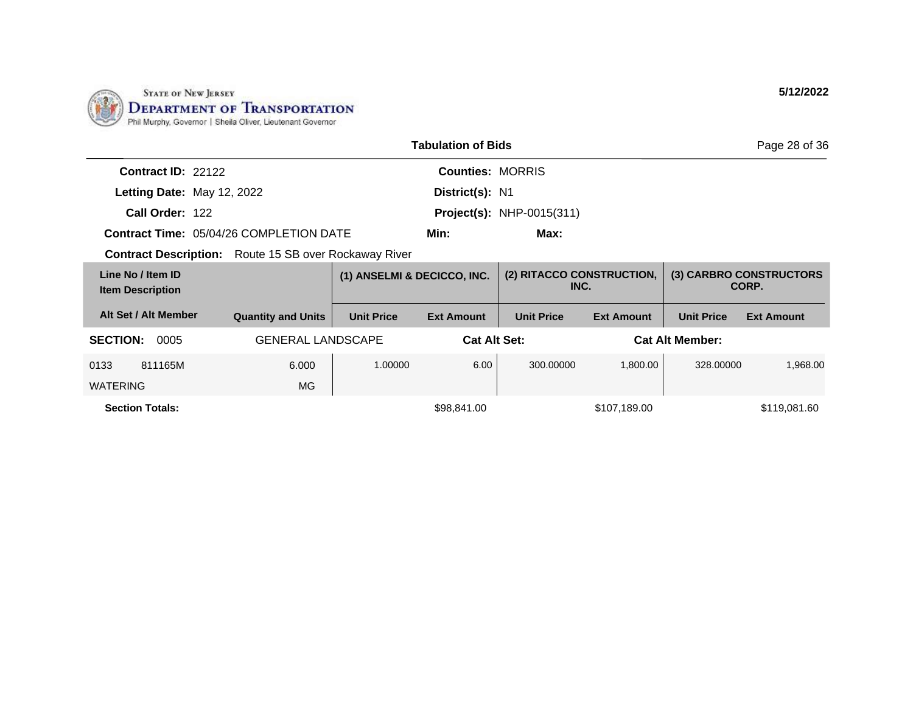State of New Jersey
**Department of Transportation**
Phil Murphy, Governor | Sheila Oliver, Lieutenant Governor

**5/12/2022**

**Tabulation of Bids**

**Contract ID:** 22122
**Letting Date:** May 12, 2022
**Call Order:** 122
**Contract Time:** 05/04/26 COMPLETION DATE
**Contract Description:** Route 15 SB over Rockaway River

**Counties:** MORRIS
**District(s):** N1
**Project(s):** NHP-0015(311)
**Min:** **Max:**

| Line No / Item ID / Item Description | Alt Set / Alt Member | Quantity and Units | (1) ANSELMI & DECICCO, INC. | | (2) RITACCO CONSTRUCTION, INC. | | (3) CARBRO CONSTRUCTORS CORP. | |
|---|---|---|---|---|---|---|---|---|
| | | | Unit Price | Ext Amount | Unit Price | Ext Amount | Unit Price | Ext Amount |
| **SECTION: 0005** | GENERAL LANDSCAPE | | **Cat Alt Set:** | | | **Cat Alt Member:** | | |
| 0133 811165M WATERING | | 6.000 MG | 1.00000 | 6.00 | 300.00000 | 1,800.00 | 328.00000 | 1,968.00 |
| **Section Totals:** | | | | $98,841.00 | | $107,189.00 | | $119,081.60 |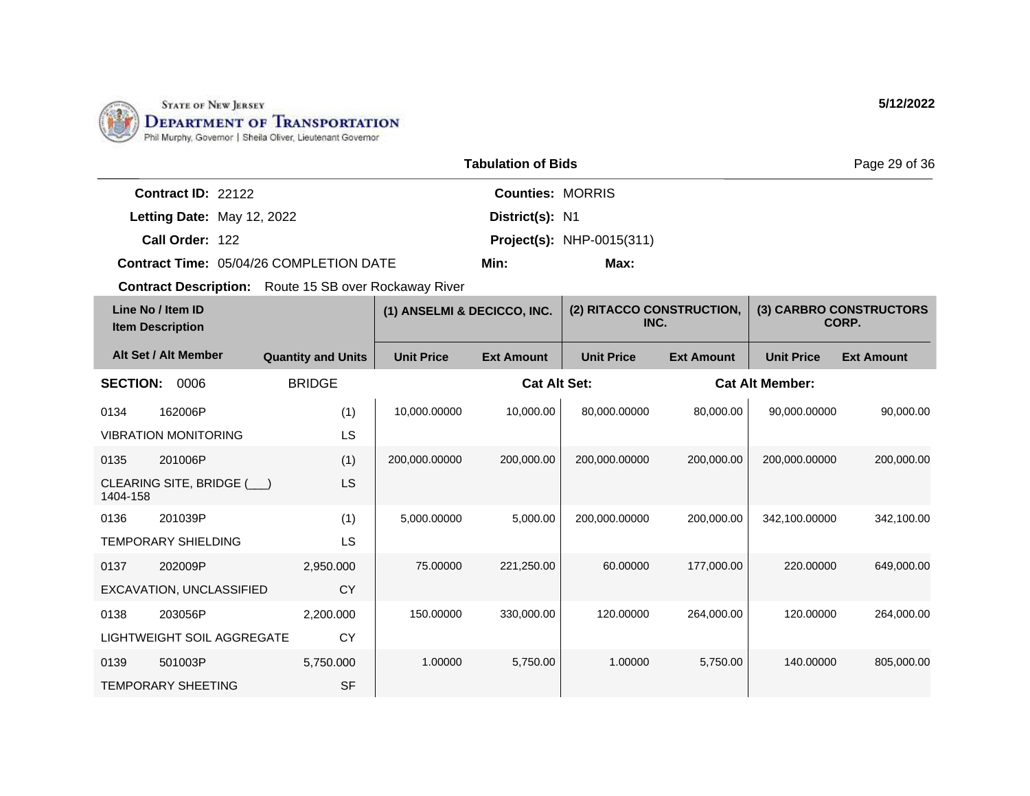STATE OF NEW JERSEY
DEPARTMENT OF TRANSPORTATION
Phil Murphy, Governor | Sheila Oliver, Lieutenant Governor

**5/12/2022**

**Tabulation of Bids**

**Contract ID:** 22122
**Letting Date:** May 12, 2022
**Call Order:** 122
**Contract Time:** 05/04/26 COMPLETION DATE

**Counties:** MORRIS
**District(s):** N1
**Project(s):** NHP-0015(311)
**Min:**
**Max:**

**Contract Description:** Route 15 SB over Rockaway River

| Line No / Item ID<br>Item Description | | | (1) ANSELMI & DECICCO, INC. | | (2) RITACCO CONSTRUCTION, INC. | | (3) CARBRO CONSTRUCTORS CORP. | |
|---|---|---|---|---|---|---|---|---|
| **Alt Set / Alt Member** | | **Quantity and Units** | **Unit Price** | **Ext Amount** | **Unit Price** | **Ext Amount** | **Unit Price** | **Ext Amount** |
| **SECTION:** 0006 | | BRIDGE | | **Cat Alt Set:** | | **Cat Alt Member:** | | |
| 0134 | 162006P | (1) | 10,000.00000 | 10,000.00 | 80,000.00000 | 80,000.00 | 90,000.00000 | 90,000.00 |
| VIBRATION MONITORING | | LS | | | | | | |
| 0135 | 201006P | (1) | 200,000.00000 | 200,000.00 | 200,000.00000 | 200,000.00 | 200,000.00000 | 200,000.00 |
| CLEARING SITE, BRIDGE (___) 1404-158 | | LS | | | | | | |
| 0136 | 201039P | (1) | 5,000.00000 | 5,000.00 | 200,000.00000 | 200,000.00 | 342,100.00000 | 342,100.00 |
| TEMPORARY SHIELDING | | LS | | | | | | |
| 0137 | 202009P | 2,950.000 | 75.00000 | 221,250.00 | 60.00000 | 177,000.00 | 220.00000 | 649,000.00 |
| EXCAVATION, UNCLASSIFIED | | CY | | | | | | |
| 0138 | 203056P | 2,200.000 | 150.00000 | 330,000.00 | 120.00000 | 264,000.00 | 120.00000 | 264,000.00 |
| LIGHTWEIGHT SOIL AGGREGATE | | CY | | | | | | |
| 0139 | 501003P | 5,750.000 | 1.00000 | 5,750.00 | 1.00000 | 5,750.00 | 140.00000 | 805,000.00 |
| TEMPORARY SHEETING | | SF | | | | | | |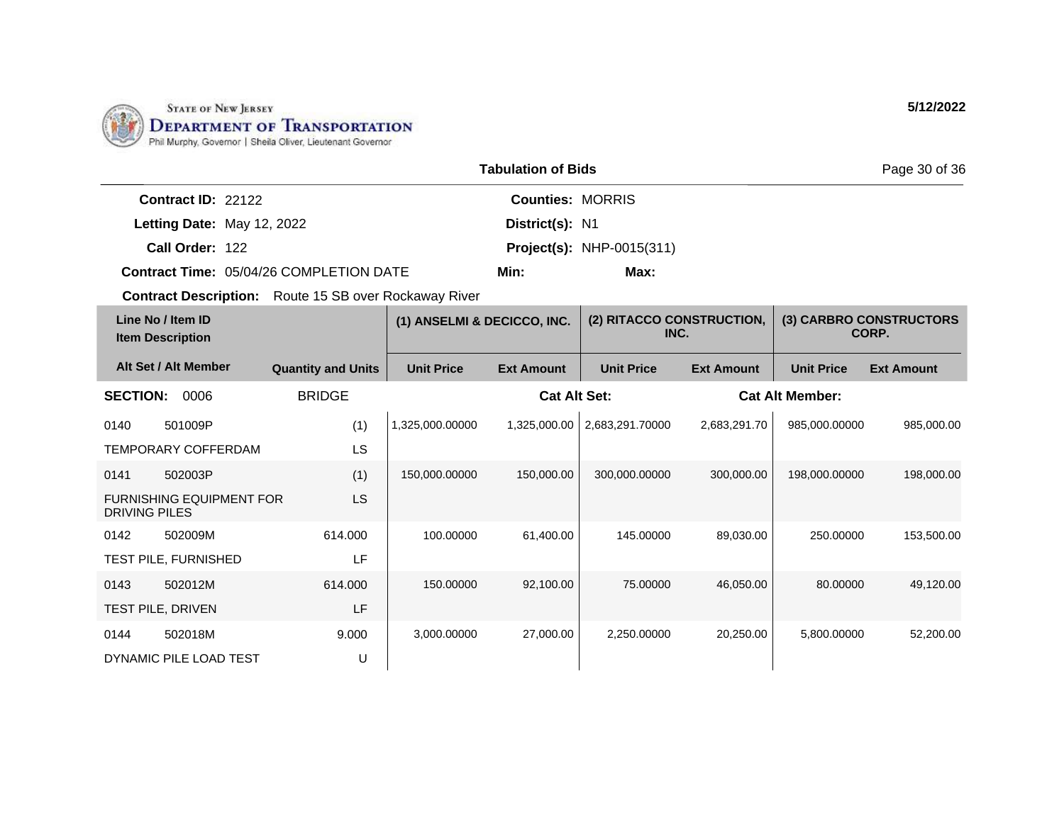STATE OF NEW JERSEY
DEPARTMENT OF TRANSPORTATION
Phil Murphy, Governor | Sheila Oliver, Lieutenant Governor

5/12/2022

## Tabulation of Bids

**Contract ID:** 22122
**Letting Date:** May 12, 2022
**Call Order:** 122
**Contract Time:** 05/04/26 COMPLETION DATE

**Counties:** MORRIS
**District(s):** N1
**Project(s):** NHP-0015(311)
**Min:**
**Max:**

**Contract Description:** Route 15 SB over Rockaway River

| Line No / Item ID<br>Item Description | | | (1) ANSELMI & DECICCO, INC. | | (2) RITACCO CONSTRUCTION, INC. | | (3) CARBRO CONSTRUCTORS CORP. | |
|---|---|---|---|---|---|---|---|---|
| **Alt Set / Alt Member** | | **Quantity and Units** | **Unit Price** | **Ext Amount** | **Unit Price** | **Ext Amount** | **Unit Price** | **Ext Amount** |
| **SECTION:** 0006 | | BRIDGE | | | **Cat Alt Set:** | | **Cat Alt Member:** | |
| 0140 | 501009P | (1) | 1,325,000.00000 | 1,325,000.00 | 2,683,291.70000 | 2,683,291.70 | 985,000.00000 | 985,000.00 |
| TEMPORARY COFFERDAM | | LS | | | | | | |
| 0141 | 502003P | (1) | 150,000.00000 | 150,000.00 | 300,000.00000 | 300,000.00 | 198,000.00000 | 198,000.00 |
| FURNISHING EQUIPMENT FOR DRIVING PILES | | LS | | | | | | |
| 0142 | 502009M | 614.000 | 100.00000 | 61,400.00 | 145.00000 | 89,030.00 | 250.00000 | 153,500.00 |
| TEST PILE, FURNISHED | | LF | | | | | | |
| 0143 | 502012M | 614.000 | 150.00000 | 92,100.00 | 75.00000 | 46,050.00 | 80.00000 | 49,120.00 |
| TEST PILE, DRIVEN | | LF | | | | | | |
| 0144 | 502018M | 9.000 | 3,000.00000 | 27,000.00 | 2,250.00000 | 20,250.00 | 5,800.00000 | 52,200.00 |
| DYNAMIC PILE LOAD TEST | | U | | | | | | |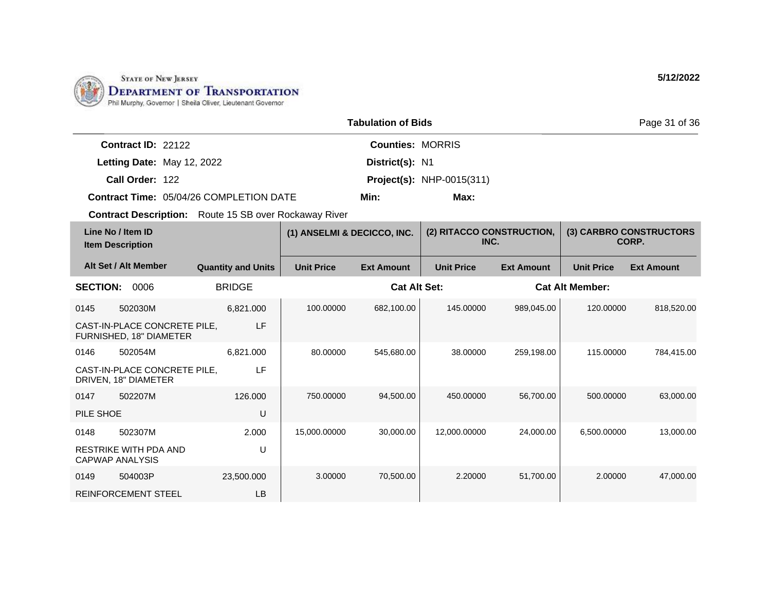**State of New Jersey Department of Transportation**
Phil Murphy, Governor | Sheila Oliver, Lieutenant Governor

5/12/2022

## Tabulation of Bids

**Contract ID:** 22122
**Letting Date:** May 12, 2022
**Call Order:** 122
**Contract Time:** 05/04/26 COMPLETION DATE
**Contract Description:** Route 15 SB over Rockaway River

**Counties:** MORRIS
**District(s):** N1
**Project(s):** NHP-0015(311)
**Min:**
**Max:**

| Line No / Item ID | Item Description / Alt Set / Alt Member | Quantity and Units | (1) ANSELMI & DECICCO, INC. Unit Price | (1) ANSELMI & DECICCO, INC. Ext Amount | (2) RITACCO CONSTRUCTION, INC. Unit Price | (2) RITACCO CONSTRUCTION, INC. Ext Amount | (3) CARBRO CONSTRUCTORS CORP. Unit Price | (3) CARBRO CONSTRUCTORS CORP. Ext Amount |
|---|---|---|---|---|---|---|---|---|
| **SECTION: 0006** | **BRIDGE** | | **Cat Alt Set:** | | | **Cat Alt Member:** | | |
| 0145 502030M | CAST-IN-PLACE CONCRETE PILE, FURNISHED, 18" DIAMETER | 6,821.000 LF | 100.00000 | 682,100.00 | 145.00000 | 989,045.00 | 120.00000 | 818,520.00 |
| 0146 502054M | CAST-IN-PLACE CONCRETE PILE, DRIVEN, 18" DIAMETER | 6,821.000 LF | 80.00000 | 545,680.00 | 38.00000 | 259,198.00 | 115.00000 | 784,415.00 |
| 0147 502207M | PILE SHOE | 126.000 U | 750.00000 | 94,500.00 | 450.00000 | 56,700.00 | 500.00000 | 63,000.00 |
| 0148 502307M | RESTRIKE WITH PDA AND CAPWAP ANALYSIS | 2.000 U | 15,000.00000 | 30,000.00 | 12,000.00000 | 24,000.00 | 6,500.00000 | 13,000.00 |
| 0149 504003P | REINFORCEMENT STEEL | 23,500.000 LB | 3.00000 | 70,500.00 | 2.20000 | 51,700.00 | 2.00000 | 47,000.00 |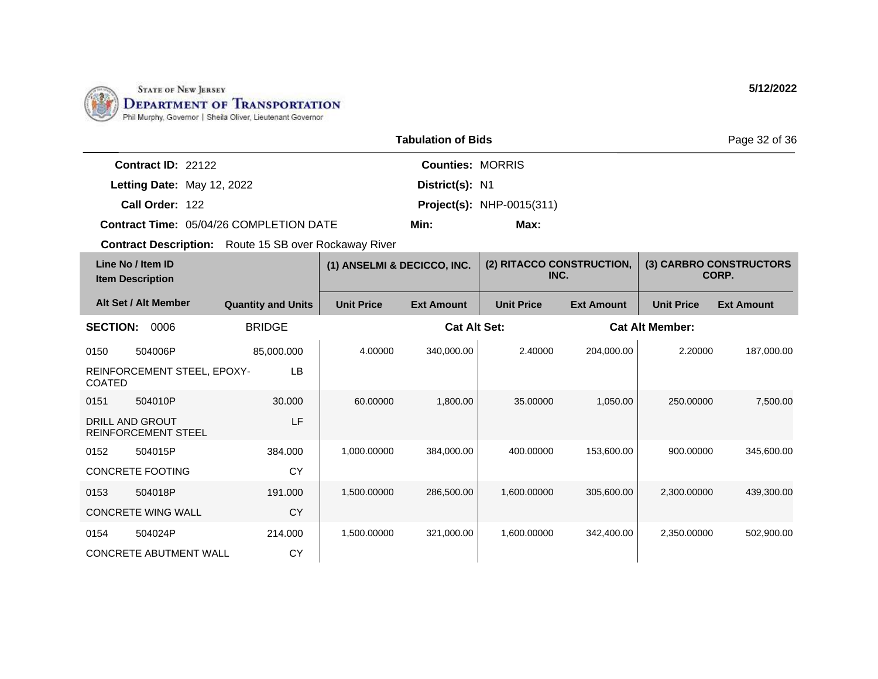STATE OF NEW JERSEY
DEPARTMENT OF TRANSPORTATION
Phil Murphy, Governor | Sheila Oliver, Lieutenant Governor

5/12/2022

**Tabulation of Bids**

**Contract ID:** 22122
**Letting Date:** May 12, 2022
**Call Order:** 122
**Contract Time:** 05/04/26 COMPLETION DATE
**Contract Description:** Route 15 SB over Rockaway River

**Counties:** MORRIS
**District(s):** N1
**Project(s):** NHP-0015(311)
**Min:**
**Max:**

| Line No / Item ID / Item Description | Alt Set / Alt Member | Quantity and Units | (1) ANSELMI & DECICCO, INC. Unit Price | (1) ANSELMI & DECICCO, INC. Ext Amount | (2) RITACCO CONSTRUCTION, INC. Unit Price | (2) RITACCO CONSTRUCTION, INC. Ext Amount | (3) CARBRO CONSTRUCTORS CORP. Unit Price | (3) CARBRO CONSTRUCTORS CORP. Ext Amount |
|---|---|---|---|---|---|---|---|---|
| **SECTION: 0006 BRIDGE** | | | **Cat Alt Set:** | | | **Cat Alt Member:** | | |
| 0150 504006P REINFORCEMENT STEEL, EPOXY-COATED | | 85,000.000 LB | 4.00000 | 340,000.00 | 2.40000 | 204,000.00 | 2.20000 | 187,000.00 |
| 0151 504010P DRILL AND GROUT REINFORCEMENT STEEL | | 30.000 LF | 60.00000 | 1,800.00 | 35.00000 | 1,050.00 | 250.00000 | 7,500.00 |
| 0152 504015P CONCRETE FOOTING | | 384.000 CY | 1,000.00000 | 384,000.00 | 400.00000 | 153,600.00 | 900.00000 | 345,600.00 |
| 0153 504018P CONCRETE WING WALL | | 191.000 CY | 1,500.00000 | 286,500.00 | 1,600.00000 | 305,600.00 | 2,300.00000 | 439,300.00 |
| 0154 504024P CONCRETE ABUTMENT WALL | | 214.000 CY | 1,500.00000 | 321,000.00 | 1,600.00000 | 342,400.00 | 2,350.00000 | 502,900.00 |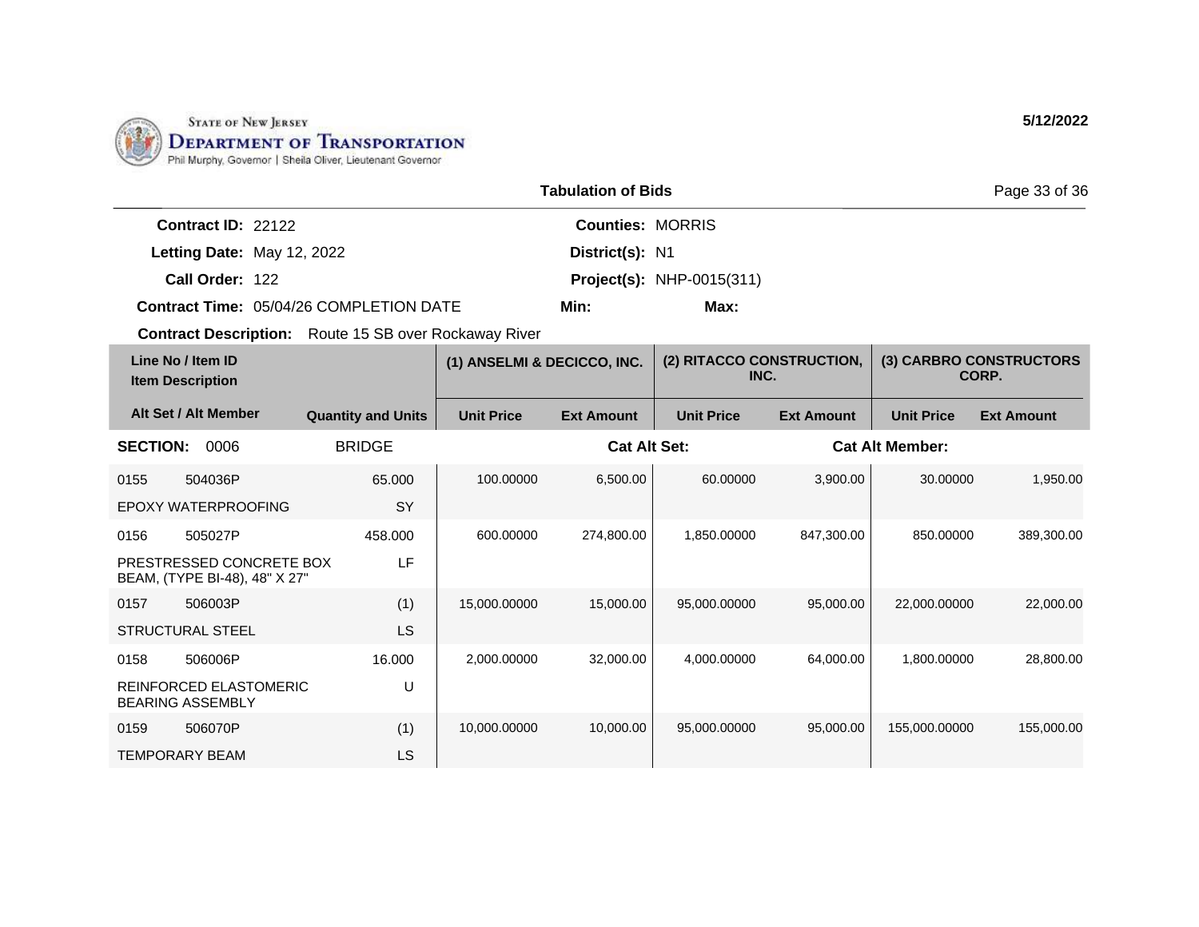**Tabulation of Bids**

**Contract ID:** 22122
**Letting Date:** May 12, 2022
**Call Order:** 122
**Contract Time:** 05/04/26 COMPLETION DATE
**Contract Description:** Route 15 SB over Rockaway River

**Counties:** MORRIS
**District(s):** N1
**Project(s):** NHP-0015(311)
**Min:**
**Max:**

| Line No / Item ID | Item Description | Alt Set / Alt Member | Quantity and Units | (1) ANSELMI & DECICCO, INC. Unit Price | (1) ANSELMI & DECICCO, INC. Ext Amount | (2) RITACCO CONSTRUCTION, INC. Unit Price | (2) RITACCO CONSTRUCTION, INC. Ext Amount | (3) CARBRO CONSTRUCTORS CORP. Unit Price | (3) CARBRO CONSTRUCTORS CORP. Ext Amount |
|---|---|---|---|---|---|---|---|---|---|
| **SECTION: 0006** | BRIDGE | Cat Alt Set: | Cat Alt Member: | | | | | | |
| 0155 504036P | EPOXY WATERPROOFING | | 65.000 SY | 100.00000 | 6,500.00 | 60.00000 | 3,900.00 | 30.00000 | 1,950.00 |
| 0156 505027P | PRESTRESSED CONCRETE BOX BEAM, (TYPE BI-48), 48" X 27" | | 458.000 LF | 600.00000 | 274,800.00 | 1,850.00000 | 847,300.00 | 850.00000 | 389,300.00 |
| 0157 506003P | STRUCTURAL STEEL | | (1) LS | 15,000.00000 | 15,000.00 | 95,000.00000 | 95,000.00 | 22,000.00000 | 22,000.00 |
| 0158 506006P | REINFORCED ELASTOMERIC BEARING ASSEMBLY | | 16.000 U | 2,000.00000 | 32,000.00 | 4,000.00000 | 64,000.00 | 1,800.00000 | 28,800.00 |
| 0159 506070P | TEMPORARY BEAM | | (1) LS | 10,000.00000 | 10,000.00 | 95,000.00000 | 95,000.00 | 155,000.00000 | 155,000.00 |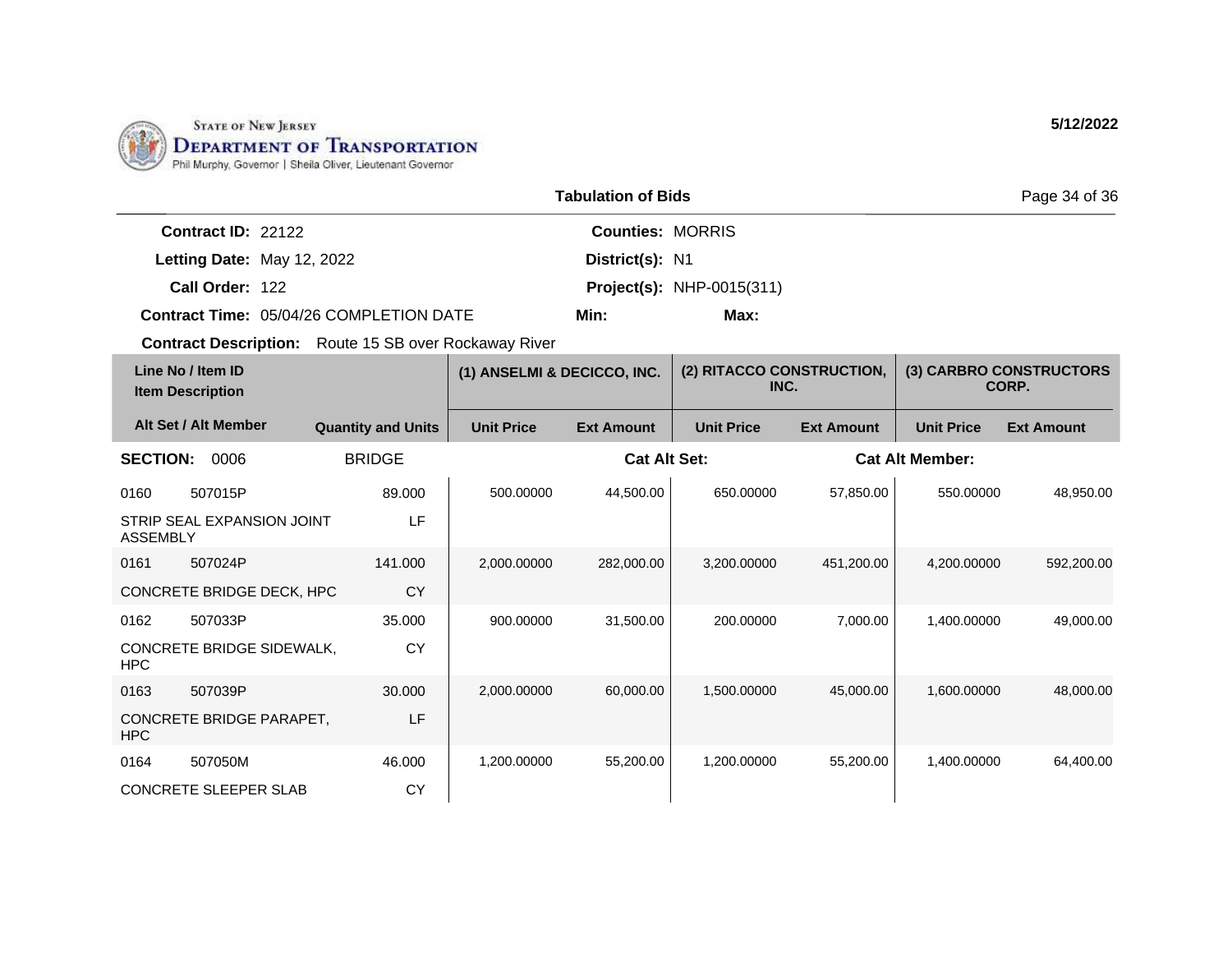STATE OF NEW JERSEY
DEPARTMENT OF TRANSPORTATION
Phil Murphy, Governor | Sheila Oliver, Lieutenant Governor

5/12/2022

**Tabulation of Bids**

**Contract ID:** 22122
**Letting Date:** May 12, 2022
**Call Order:** 122
**Contract Time:** 05/04/26 COMPLETION DATE
**Contract Description:** Route 15 SB over Rockaway River

**Counties:** MORRIS
**District(s):** N1
**Project(s):** NHP-0015(311)
**Min:**
**Max:**

| Line No / Item ID / Item Description | Alt Set / Alt Member | Quantity and Units | (1) ANSELMI & DECICCO, INC. Unit Price | (1) ANSELMI & DECICCO, INC. Ext Amount | (2) RITACCO CONSTRUCTION, INC. Unit Price | (2) RITACCO CONSTRUCTION, INC. Ext Amount | (3) CARBRO CONSTRUCTORS CORP. Unit Price | (3) CARBRO CONSTRUCTORS CORP. Ext Amount |
|---|---|---|---|---|---|---|---|---|
| **SECTION: 0006** | BRIDGE | | | **Cat Alt Set:** | | **Cat Alt Member:** | | |
| 0160 507015P STRIP SEAL EXPANSION JOINT ASSEMBLY | | 89.000 LF | 500.00000 | 44,500.00 | 650.00000 | 57,850.00 | 550.00000 | 48,950.00 |
| 0161 507024P CONCRETE BRIDGE DECK, HPC | | 141.000 CY | 2,000.00000 | 282,000.00 | 3,200.00000 | 451,200.00 | 4,200.00000 | 592,200.00 |
| 0162 507033P CONCRETE BRIDGE SIDEWALK, HPC | | 35.000 CY | 900.00000 | 31,500.00 | 200.00000 | 7,000.00 | 1,400.00000 | 49,000.00 |
| 0163 507039P CONCRETE BRIDGE PARAPET, HPC | | 30.000 LF | 2,000.00000 | 60,000.00 | 1,500.00000 | 45,000.00 | 1,600.00000 | 48,000.00 |
| 0164 507050M CONCRETE SLEEPER SLAB | | 46.000 CY | 1,200.00000 | 55,200.00 | 1,200.00000 | 55,200.00 | 1,400.00000 | 64,400.00 |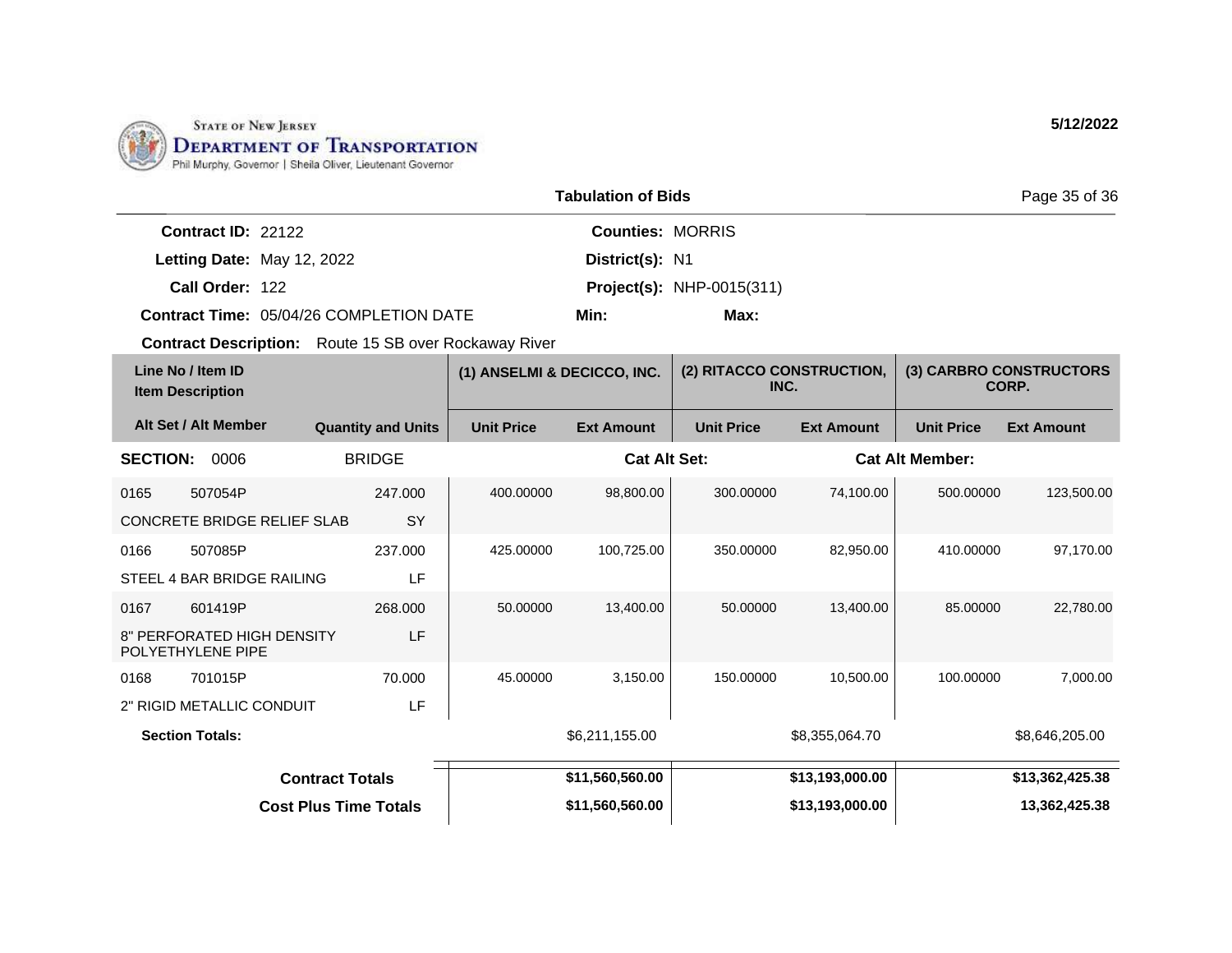STATE OF NEW JERSEY
**DEPARTMENT OF TRANSPORTATION**
Phil Murphy, Governor | Sheila Oliver, Lieutenant Governor

**5/12/2022**

## Tabulation of Bids

**Contract ID:** 22122
**Letting Date:** May 12, 2022
**Call Order:** 122
**Contract Time:** 05/04/26 COMPLETION DATE
**Contract Description:** Route 15 SB over Rockaway River

**Counties:** MORRIS
**District(s):** N1
**Project(s):** NHP-0015(311)
**Min:**
**Max:**

| Line No / Item ID / Item Description | Alt Set / Alt Member | Quantity and Units | (1) ANSELMI & DECICCO, INC. Unit Price | (1) ANSELMI & DECICCO, INC. Ext Amount | (2) RITACCO CONSTRUCTION, INC. Unit Price | (2) RITACCO CONSTRUCTION, INC. Ext Amount | (3) CARBRO CONSTRUCTORS CORP. Unit Price | (3) CARBRO CONSTRUCTORS CORP. Ext Amount |
|---|---|---|---|---|---|---|---|---|
| **SECTION: 0006** BRIDGE | | | **Cat Alt Set:** | | | **Cat Alt Member:** | | |
| 0165 507054P CONCRETE BRIDGE RELIEF SLAB | | 247.000 SY | 400.00000 | 98,800.00 | 300.00000 | 74,100.00 | 500.00000 | 123,500.00 |
| 0166 507085P STEEL 4 BAR BRIDGE RAILING | | 237.000 LF | 425.00000 | 100,725.00 | 350.00000 | 82,950.00 | 410.00000 | 97,170.00 |
| 0167 601419P 8" PERFORATED HIGH DENSITY POLYETHYLENE PIPE | | 268.000 LF | 50.00000 | 13,400.00 | 50.00000 | 13,400.00 | 85.00000 | 22,780.00 |
| 0168 701015P 2" RIGID METALLIC CONDUIT | | 70.000 LF | 45.00000 | 3,150.00 | 150.00000 | 10,500.00 | 100.00000 | 7,000.00 |
| **Section Totals:** | | | | $6,211,155.00 | | $8,355,064.70 | | $8,646,205.00 |
| **Contract Totals** | | | | **$11,560,560.00** | | **$13,193,000.00** | | **$13,362,425.38** |
| **Cost Plus Time Totals** | | | | **$11,560,560.00** | | **$13,193,000.00** | | **13,362,425.38** |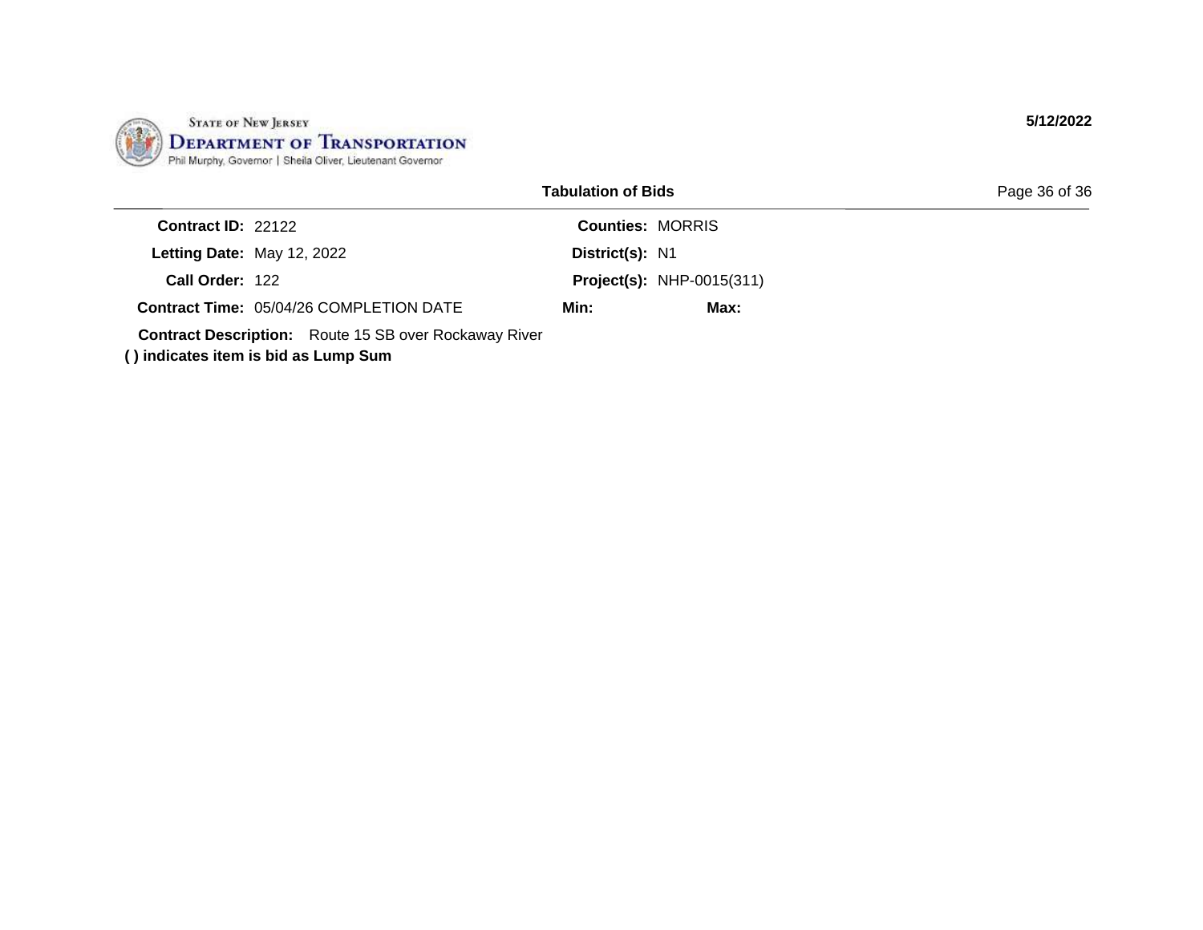**STATE OF NEW JERSEY**
**DEPARTMENT OF TRANSPORTATION**
Phil Murphy, Governor | Sheila Oliver, Lieutenant Governor

5/12/2022

**Tabulation of Bids**

| | | | |
|---|---|---|---|
| **Contract ID:** | 22122 | **Counties:** | MORRIS |
| **Letting Date:** | May 12, 2022 | **District(s):** | N1 |
| **Call Order:** | 122 | **Project(s):** | NHP-0015(311) |
| **Contract Time:** | 05/04/26 COMPLETION DATE | **Min:** | **Max:** |

**Contract Description:** Route 15 SB over Rockaway River

**( ) indicates item is bid as Lump Sum**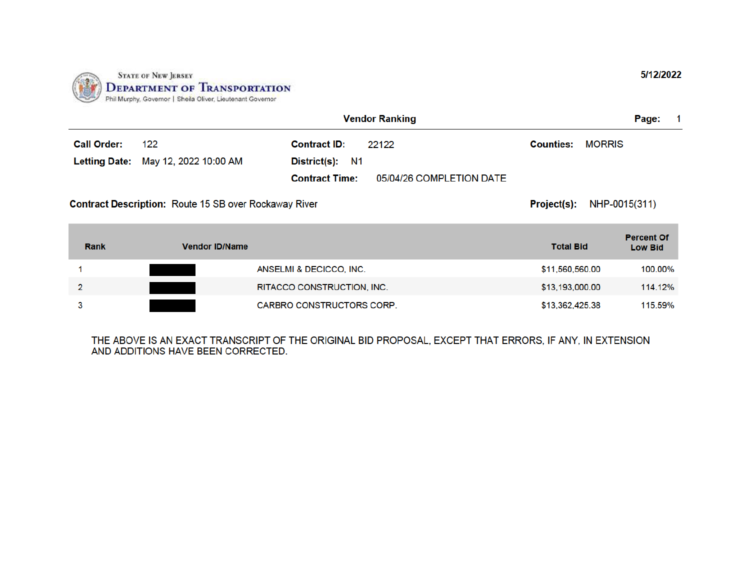State of New Jersey
**Department of Transportation**
Phil Murphy, Governor | Sheila Oliver, Lieutenant Governor

**5/12/2022**

## Vendor Ranking

**Page:** 1

**Call Order:** 122
**Letting Date:** May 12, 2022 10:00 AM

**Contract ID:** 22122
**District(s):** N1
**Contract Time:** 05/04/26 COMPLETION DATE

**Counties:** MORRIS

**Contract Description:** Route 15 SB over Rockaway River

**Project(s):** NHP-0015(311)

| Rank | Vendor ID/Name | | Total Bid | Percent Of Low Bid |
|---|---|---|---|---|
| 1 | | ANSELMI & DECICCO, INC. | $11,560,560.00 | 100.00% |
| 2 | | RITACCO CONSTRUCTION, INC. | $13,193,000.00 | 114.12% |
| 3 | | CARBRO CONSTRUCTORS CORP. | $13,362,425.38 | 115.59% |

THE ABOVE IS AN EXACT TRANSCRIPT OF THE ORIGINAL BID PROPOSAL, EXCEPT THAT ERRORS, IF ANY, IN EXTENSION AND ADDITIONS HAVE BEEN CORRECTED.